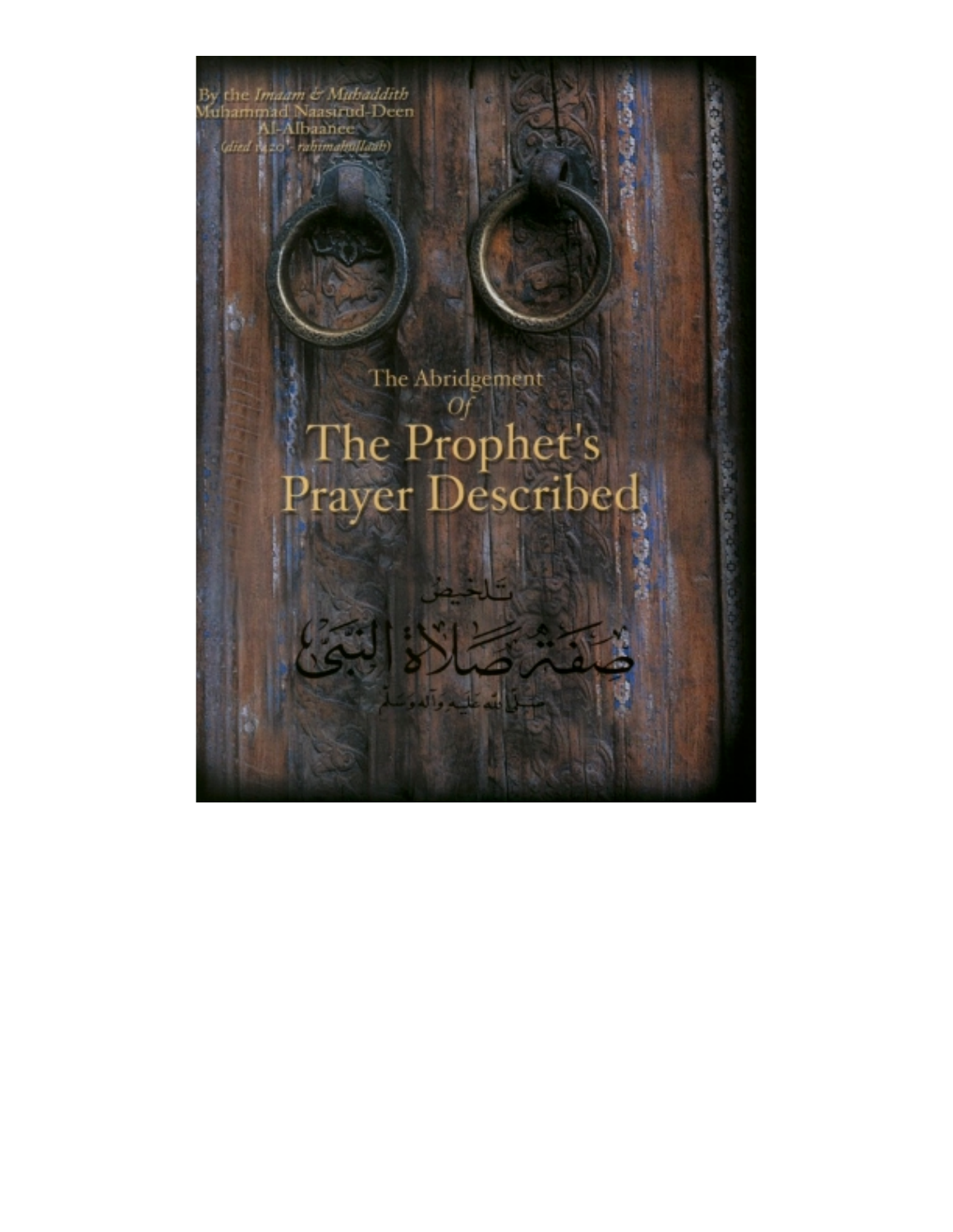By the *Imaam & Muhaddith*
Muhammad Naasirud-Deen
Al-Albaanee
*(died 1420 - rahimahullaah)*

# The Abridgement *Of* The Prophet's Prayer Described

تلخيص

# صفة صلاة النبي

صلى الله عليه وآله وسلم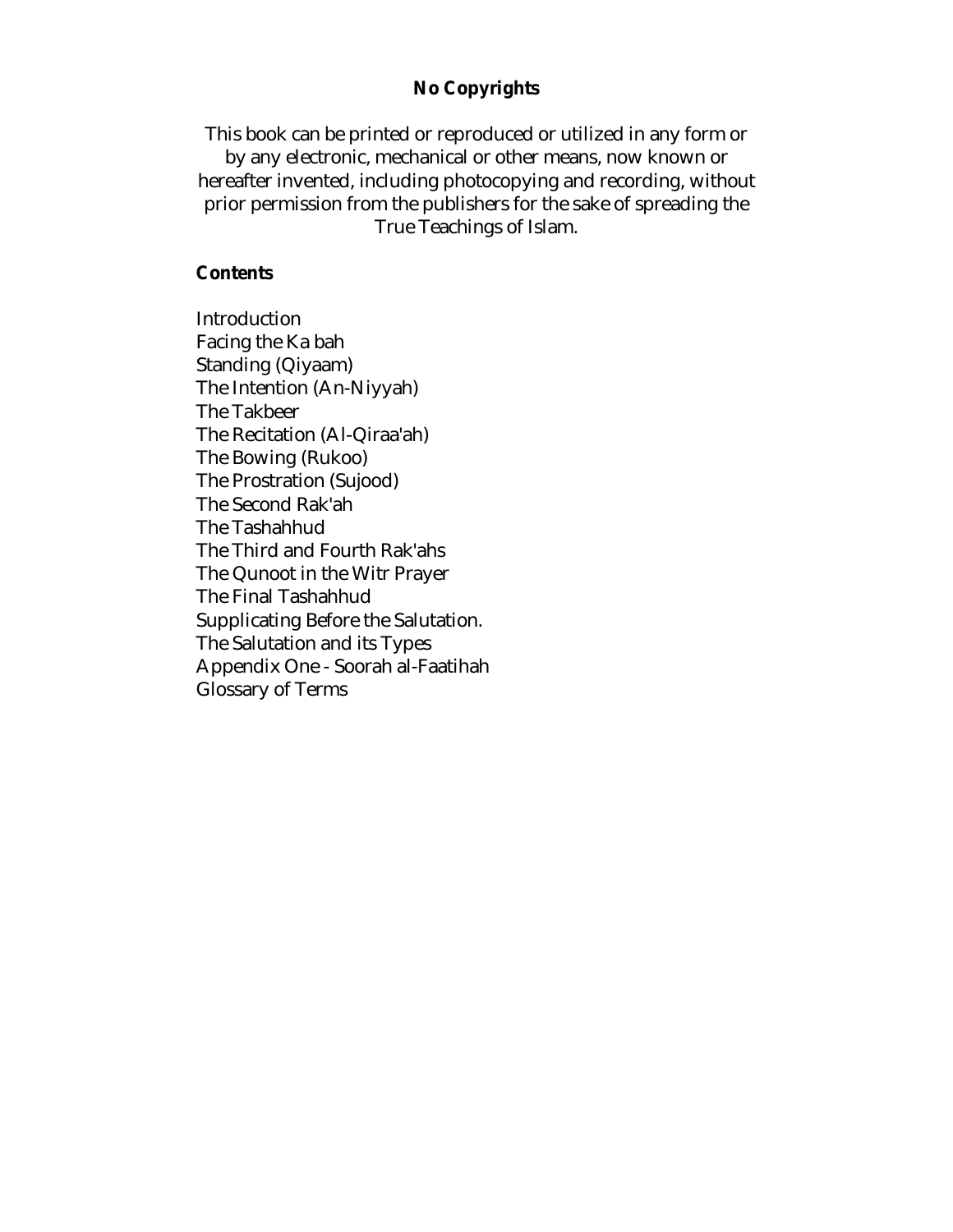**No Copyrights**

This book can be printed or reproduced or utilized in any form or by any electronic, mechanical or other means, now known or hereafter invented, including photocopying and recording, without prior permission from the publishers for the sake of spreading the True Teachings of Islam.

**Contents**

Introduction
Facing the Ka bah
Standing (Qiyaam)
The Intention (An-Niyyah)
The Takbeer
The Recitation (Al-Qiraa'ah)
The Bowing (Rukoo)
The Prostration (Sujood)
The Second Rak'ah
The Tashahhud
The Third and Fourth Rak'ahs
The Qunoot in the Witr Prayer
The Final Tashahhud
Supplicating Before the Salutation.
The Salutation and its Types
Appendix One - Soorah al-Faatihah
Glossary of Terms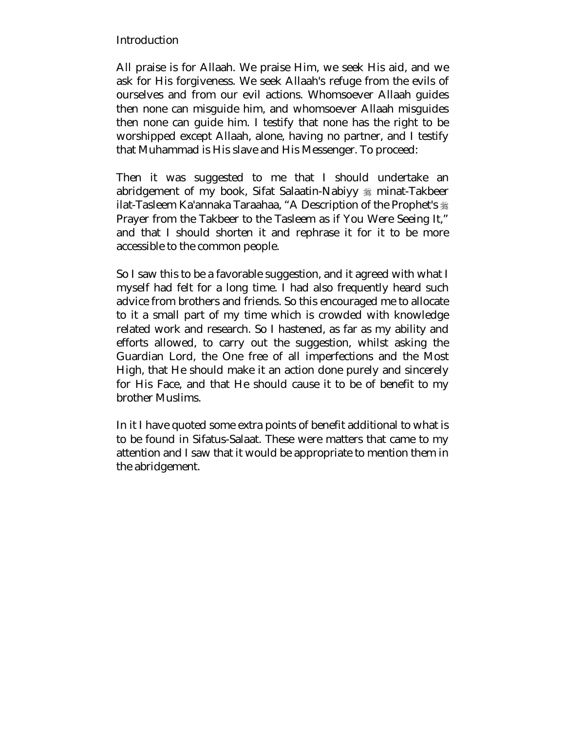# Introduction

All praise is for Allaah. We praise Him, we seek His aid, and we ask for His forgiveness. We seek Allaah's refuge from the evils of ourselves and from our evil actions. Whomsoever Allaah guides then none can misguide him, and whomsoever Allaah misguides then none can guide him. I testify that none has the right to be worshipped except Allaah, alone, having no partner, and I testify that Muhammad is His slave and His Messenger. To proceed:

Then it was suggested to me that I should undertake an abridgement of my book, Sifat Salaatin-Nabiyy ﷺ minat-Takbeer ilat-Tasleem Ka'annaka Taraahaa, "A Description of the Prophet's ﷺ Prayer from the Takbeer to the Tasleem as if You Were Seeing It," and that I should shorten it and rephrase it for it to be more accessible to the common people.

So I saw this to be a favorable suggestion, and it agreed with what I myself had felt for a long time. I had also frequently heard such advice from brothers and friends. So this encouraged me to allocate to it a small part of my time which is crowded with knowledge related work and research. So I hastened, as far as my ability and efforts allowed, to carry out the suggestion, whilst asking the Guardian Lord, the One free of all imperfections and the Most High, that He should make it an action done purely and sincerely for His Face, and that He should cause it to be of benefit to my brother Muslims.

In it I have quoted some extra points of benefit additional to what is to be found in Sifatus-Salaat. These were matters that came to my attention and I saw that it would be appropriate to mention them in the abridgement.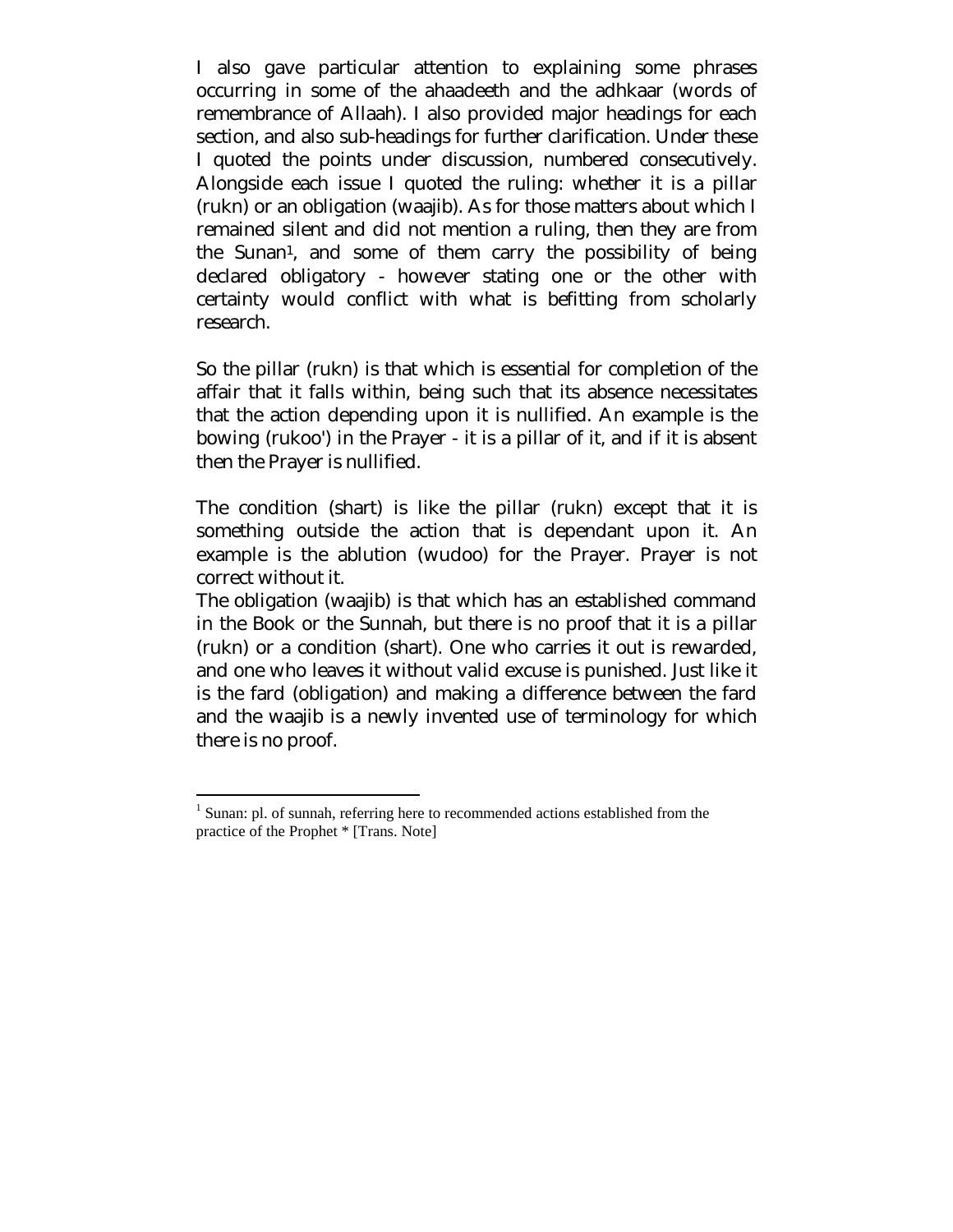I also gave particular attention to explaining some phrases occurring in some of the ahaadeeth and the adhkaar (words of remembrance of Allaah). I also provided major headings for each section, and also sub-headings for further clarification. Under these I quoted the points under discussion, numbered consecutively. Alongside each issue I quoted the ruling: whether it is a pillar (rukn) or an obligation (waajib). As for those matters about which I remained silent and did not mention a ruling, then they are from the Sunan[1], and some of them carry the possibility of being declared obligatory - however stating one or the other with certainty would conflict with what is befitting from scholarly research.

So the pillar (rukn) is that which is essential for completion of the affair that it falls within, being such that its absence necessitates that the action depending upon it is nullified. An example is the bowing (rukoo') in the Prayer - it is a pillar of it, and if it is absent then the Prayer is nullified.

The condition (shart) is like the pillar (rukn) except that it is something outside the action that is dependant upon it. An example is the ablution (wudoo) for the Prayer. Prayer is not correct without it.

The obligation (waajib) is that which has an established command in the Book or the Sunnah, but there is no proof that it is a pillar (rukn) or a condition (shart). One who carries it out is rewarded, and one who leaves it without valid excuse is punished. Just like it is the fard (obligation) and making a difference between the fard and the waajib is a newly invented use of terminology for which there is no proof.

---

[1] Sunan: pl. of sunnah, referring here to recommended actions established from the practice of the Prophet * [Trans. Note]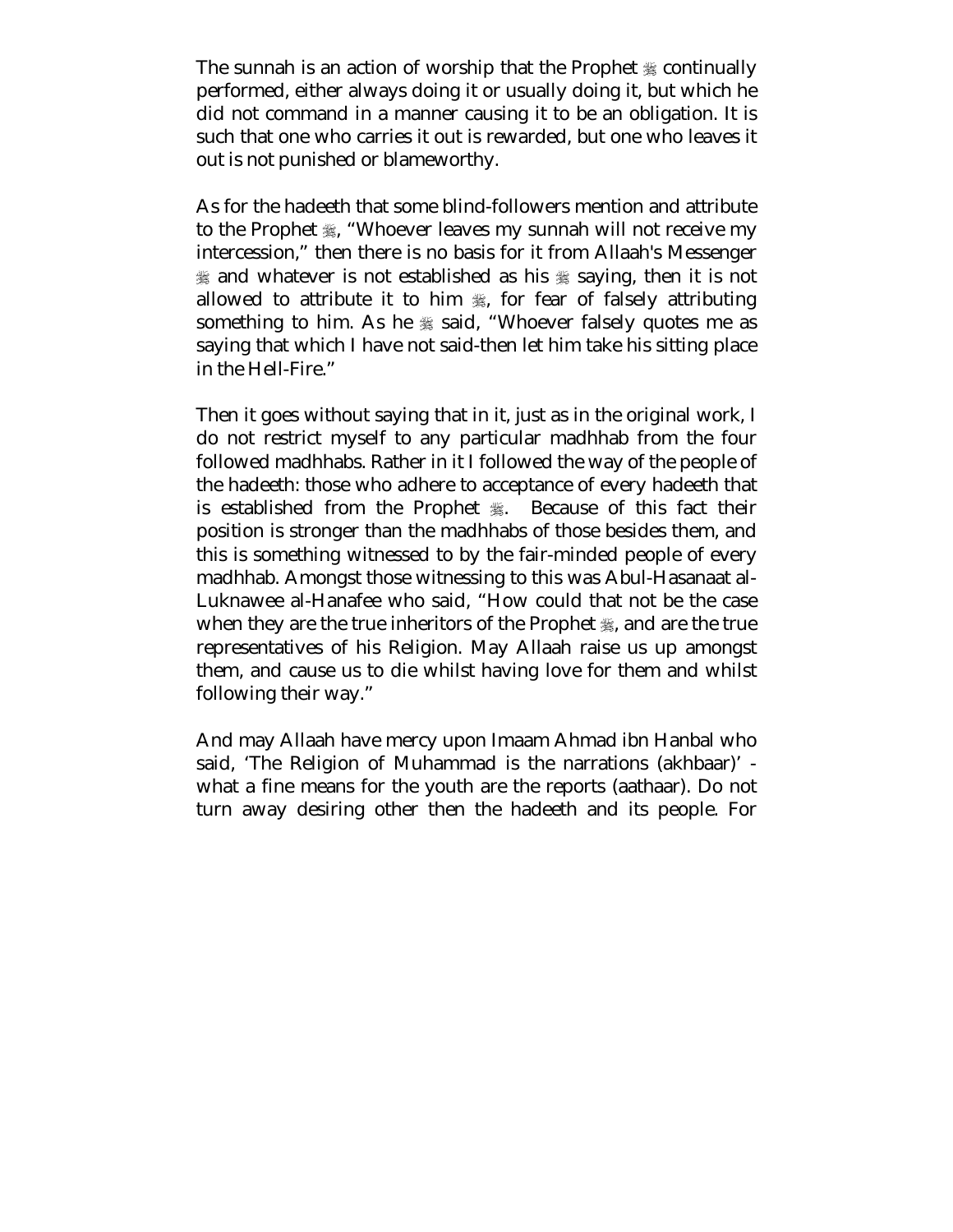The sunnah is an action of worship that the Prophet ﷺ continually performed, either always doing it or usually doing it, but which he did not command in a manner causing it to be an obligation. It is such that one who carries it out is rewarded, but one who leaves it out is not punished or blameworthy.

As for the hadeeth that some blind-followers mention and attribute to the Prophet ﷺ, "Whoever leaves my sunnah will not receive my intercession," then there is no basis for it from Allaah's Messenger ﷺ and whatever is not established as his ﷺ saying, then it is not allowed to attribute it to him ﷺ, for fear of falsely attributing something to him. As he ﷺ said, "Whoever falsely quotes me as saying that which I have not said-then let him take his sitting place in the Hell-Fire."

Then it goes without saying that in it, just as in the original work, I do not restrict myself to any particular madhhab from the four followed madhhabs. Rather in it I followed the way of the people of the hadeeth: those who adhere to acceptance of every hadeeth that is established from the Prophet ﷺ. Because of this fact their position is stronger than the madhhabs of those besides them, and this is something witnessed to by the fair-minded people of every madhhab. Amongst those witnessing to this was Abul-Hasanaat al-Luknawee al-Hanafee who said, "How could that not be the case when they are the true inheritors of the Prophet ﷺ, and are the true representatives of his Religion. May Allaah raise us up amongst them, and cause us to die whilst having love for them and whilst following their way."

And may Allaah have mercy upon Imaam Ahmad ibn Hanbal who said, 'The Religion of Muhammad is the narrations (akhbaar)' - what a fine means for the youth are the reports (aathaar). Do not turn away desiring other then the hadeeth and its people. For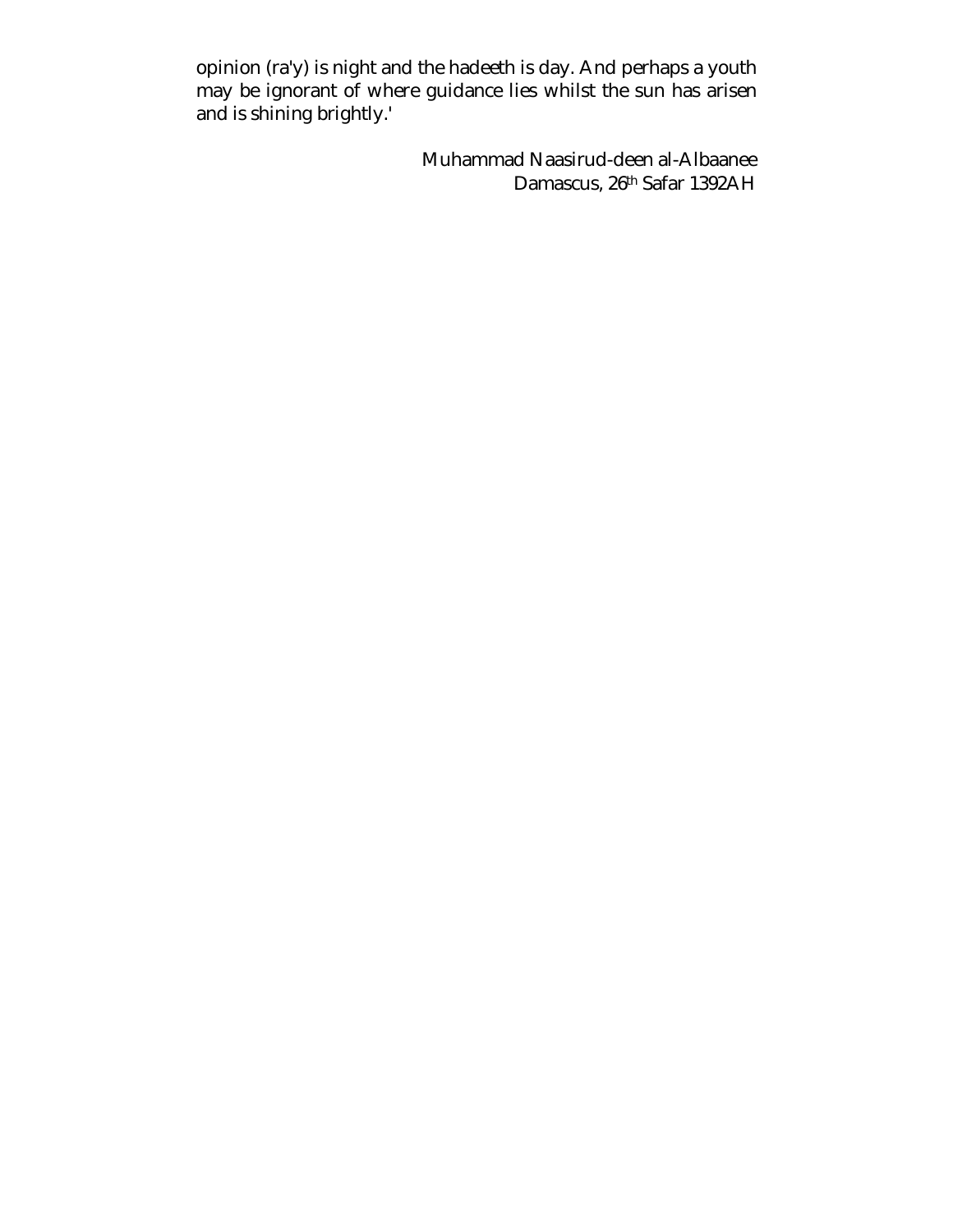opinion (ra'y) is night and the hadeeth is day. And perhaps a youth may be ignorant of where guidance lies whilst the sun has arisen and is shining brightly.'

Muhammad Naasirud-deen al-Albaanee
Damascus, 26th Safar 1392AH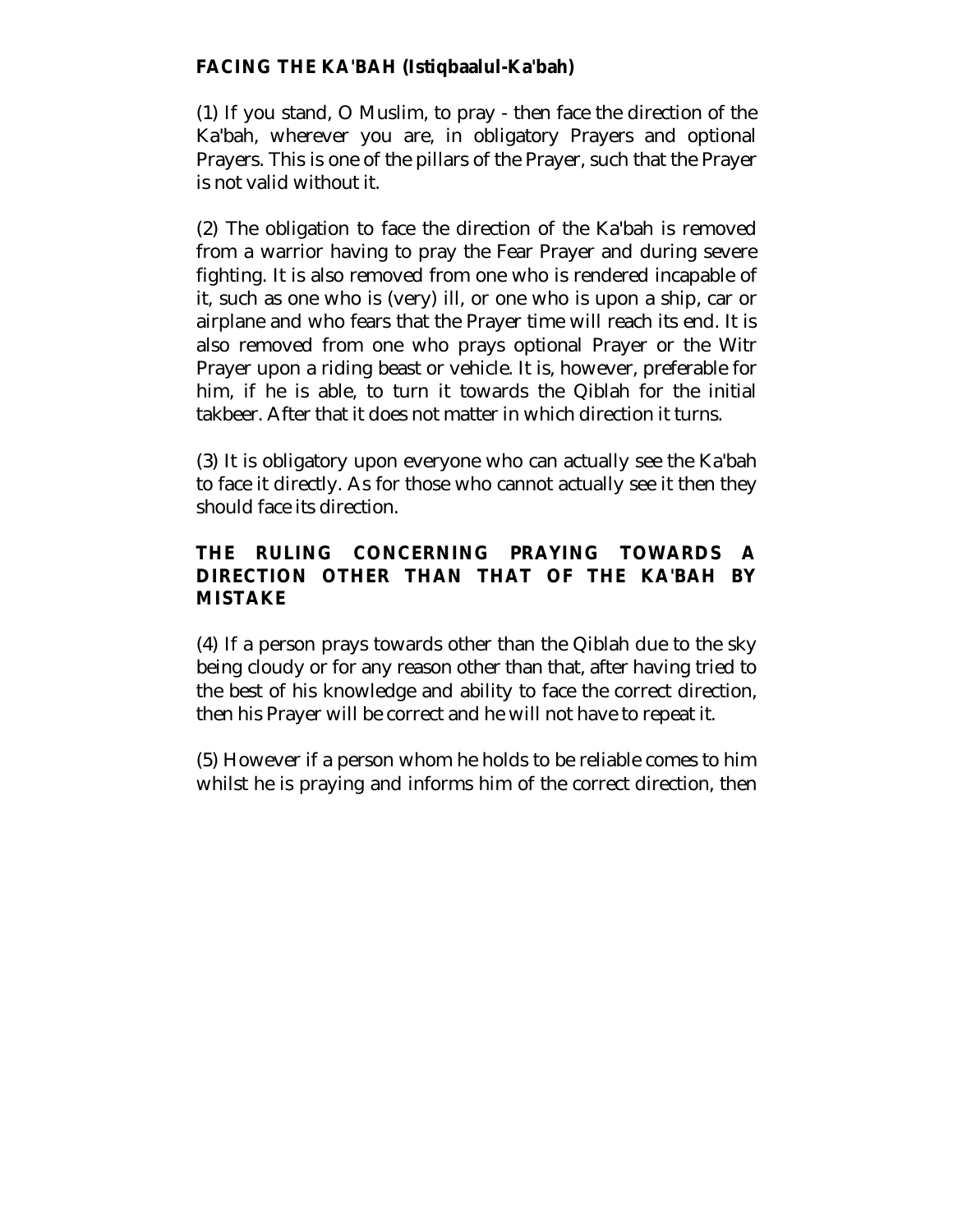**FACING THE KA'BAH (Istiqbaalul-Ka'bah)**

(1) If you stand, O Muslim, to pray - then face the direction of the Ka'bah, wherever you are, in obligatory Prayers and optional Prayers. This is one of the pillars of the Prayer, such that the Prayer is not valid without it.

(2) The obligation to face the direction of the Ka'bah is removed from a warrior having to pray the Fear Prayer and during severe fighting. It is also removed from one who is rendered incapable of it, such as one who is (very) ill, or one who is upon a ship, car or airplane and who fears that the Prayer time will reach its end. It is also removed from one who prays optional Prayer or the Witr Prayer upon a riding beast or vehicle. It is, however, preferable for him, if he is able, to turn it towards the Qiblah for the initial takbeer. After that it does not matter in which direction it turns.

(3) It is obligatory upon everyone who can actually see the Ka'bah to face it directly. As for those who cannot actually see it then they should face its direction.

**THE RULING CONCERNING PRAYING TOWARDS A DIRECTION OTHER THAN THAT OF THE KA'BAH BY MISTAKE**

(4) If a person prays towards other than the Qiblah due to the sky being cloudy or for any reason other than that, after having tried to the best of his knowledge and ability to face the correct direction, then his Prayer will be correct and he will not have to repeat it.

(5) However if a person whom he holds to be reliable comes to him whilst he is praying and informs him of the correct direction, then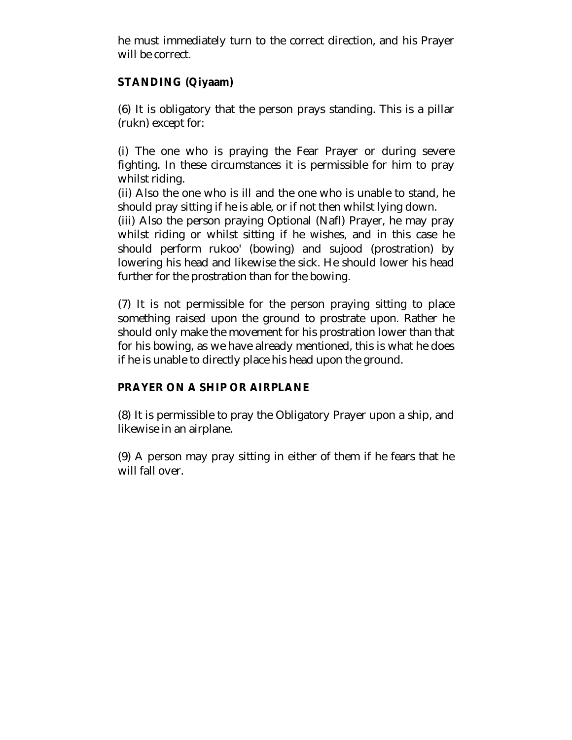he must immediately turn to the correct direction, and his Prayer will be correct.

### STANDING (Qiyaam)

(6) It is obligatory that the person prays standing. This is a pillar (rukn) except for:

(i) The one who is praying the Fear Prayer or during severe fighting. In these circumstances it is permissible for him to pray whilst riding.
(ii) Also the one who is ill and the one who is unable to stand, he should pray sitting if he is able, or if not then whilst lying down.
(iii) Also the person praying Optional (Nafl) Prayer, he may pray whilst riding or whilst sitting if he wishes, and in this case he should perform rukoo' (bowing) and sujood (prostration) by lowering his head and likewise the sick. He should lower his head further for the prostration than for the bowing.

(7) It is not permissible for the person praying sitting to place something raised upon the ground to prostrate upon. Rather he should only make the movement for his prostration lower than that for his bowing, as we have already mentioned, this is what he does if he is unable to directly place his head upon the ground.

### PRAYER ON A SHIP OR AIRPLANE

(8) It is permissible to pray the Obligatory Prayer upon a ship, and likewise in an airplane.

(9) A person may pray sitting in either of them if he fears that he will fall over.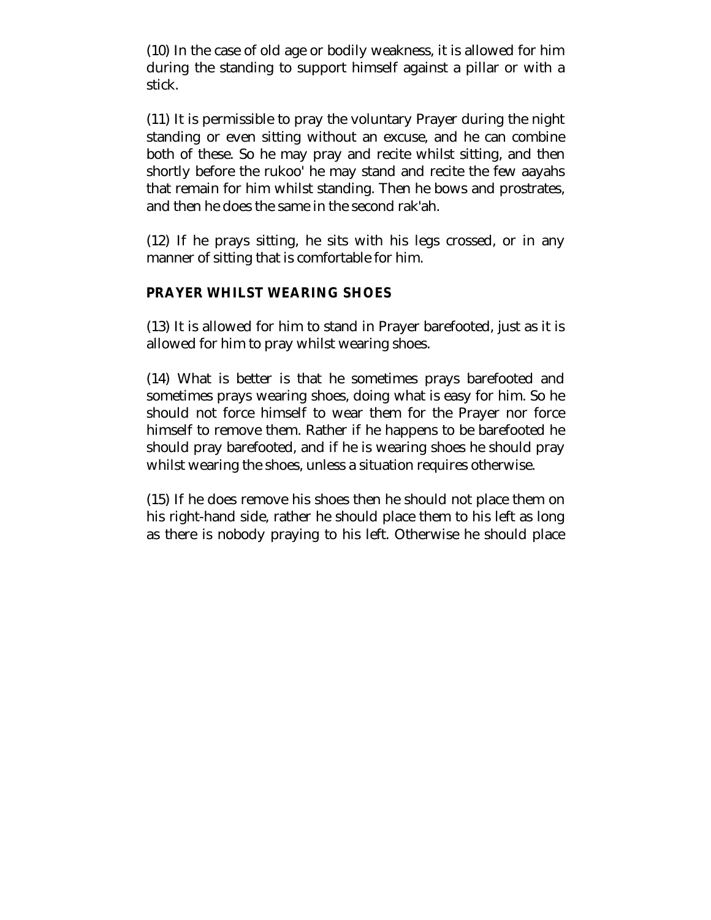(10) In the case of old age or bodily weakness, it is allowed for him during the standing to support himself against a pillar or with a stick.

(11) It is permissible to pray the voluntary Prayer during the night standing or even sitting without an excuse, and he can combine both of these. So he may pray and recite whilst sitting, and then shortly before the rukoo' he may stand and recite the few aayahs that remain for him whilst standing. Then he bows and prostrates, and then he does the same in the second rak'ah.

(12) If he prays sitting, he sits with his legs crossed, or in any manner of sitting that is comfortable for him.

## PRAYER WHILST WEARING SHOES

(13) It is allowed for him to stand in Prayer barefooted, just as it is allowed for him to pray whilst wearing shoes.

(14) What is better is that he sometimes prays barefooted and sometimes prays wearing shoes, doing what is easy for him. So he should not force himself to wear them for the Prayer nor force himself to remove them. Rather if he happens to be barefooted he should pray barefooted, and if he is wearing shoes he should pray whilst wearing the shoes, unless a situation requires otherwise.

(15) If he does remove his shoes then he should not place them on his right-hand side, rather he should place them to his left as long as there is nobody praying to his left. Otherwise he should place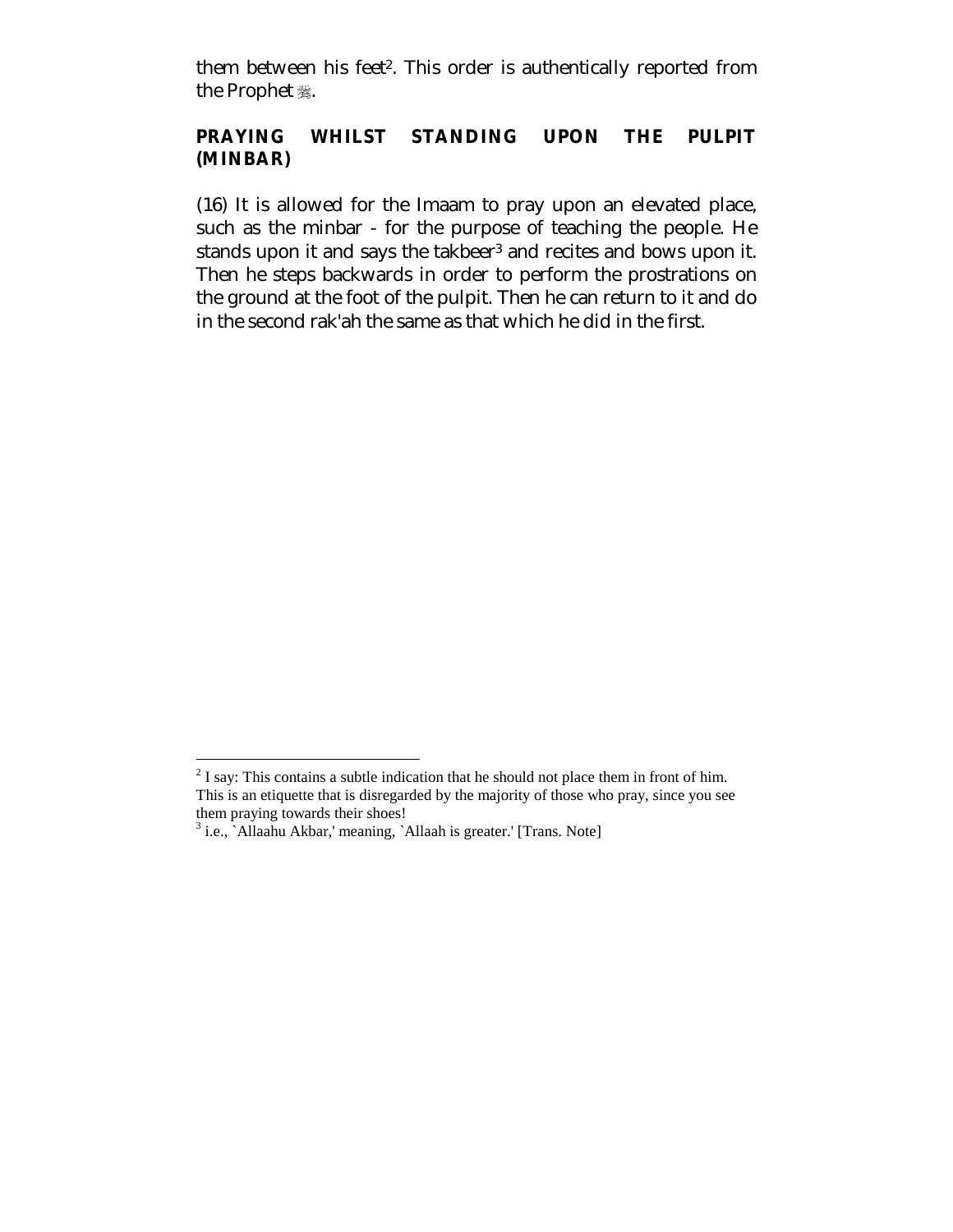them between his feet[2]. This order is authentically reported from the Prophet ﷺ.

## PRAYING WHILST STANDING UPON THE PULPIT (MINBAR)

(16) It is allowed for the Imaam to pray upon an elevated place, such as the minbar - for the purpose of teaching the people. He stands upon it and says the takbeer[3] and recites and bows upon it. Then he steps backwards in order to perform the prostrations on the ground at the foot of the pulpit. Then he can return to it and do in the second rak'ah the same as that which he did in the first.

---

[2] I say: This contains a subtle indication that he should not place them in front of him. This is an etiquette that is disregarded by the majority of those who pray, since you see them praying towards their shoes!

[3] i.e., `Allaahu Akbar,' meaning, `Allaah is greater.' [Trans. Note]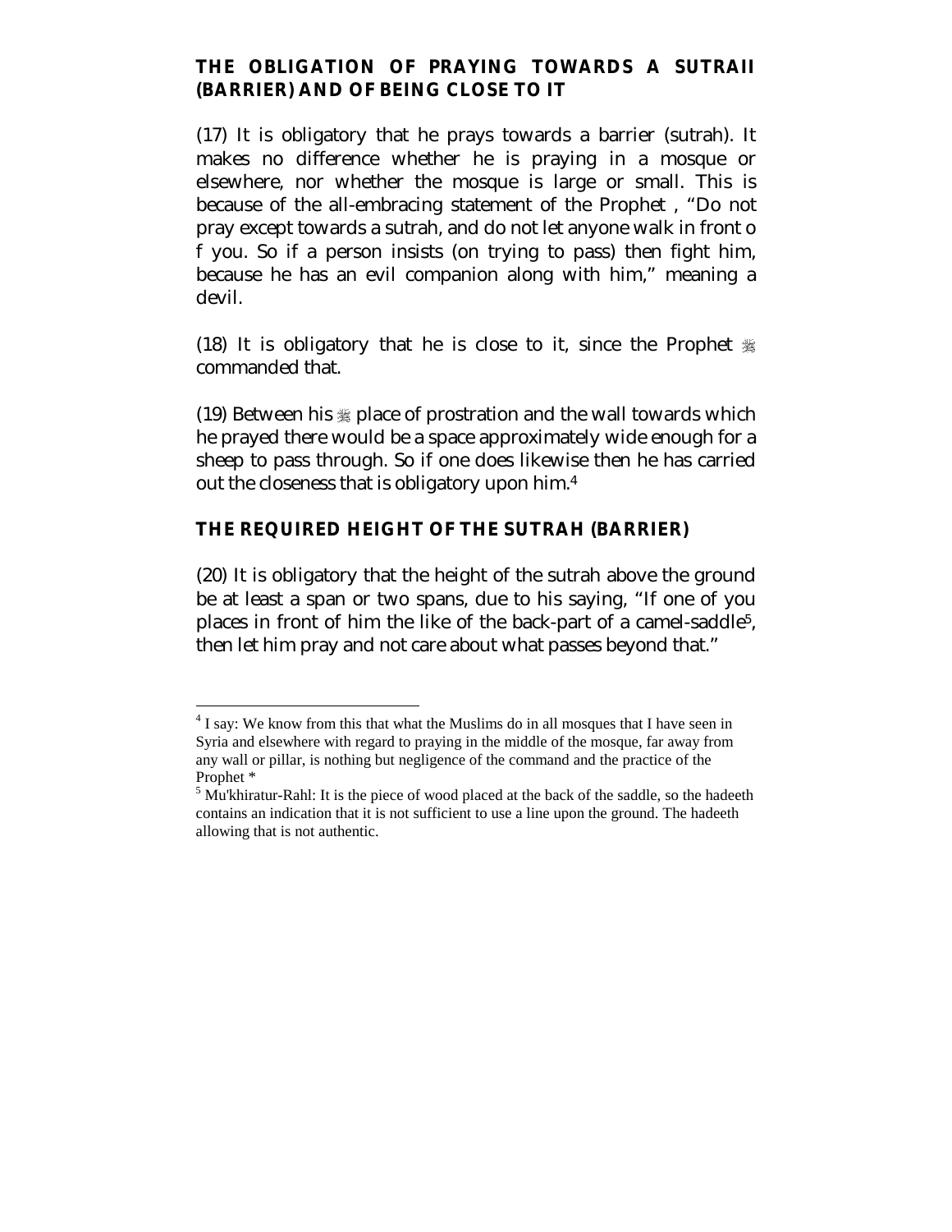## THE OBLIGATION OF PRAYING TOWARDS A SUTRAII (BARRIER) AND OF BEING CLOSE TO IT

(17) It is obligatory that he prays towards a barrier (sutrah). It makes no difference whether he is praying in a mosque or elsewhere, nor whether the mosque is large or small. This is because of the all-embracing statement of the Prophet , "Do not pray except towards a sutrah, and do not let anyone walk in front o f you. So if a person insists (on trying to pass) then fight him, because he has an evil companion along with him," meaning a devil.

(18) It is obligatory that he is close to it, since the Prophet ﷺ commanded that.

(19) Between his ﷺ place of prostration and the wall towards which he prayed there would be a space approximately wide enough for a sheep to pass through. So if one does likewise then he has carried out the closeness that is obligatory upon him.[4]

## THE REQUIRED HEIGHT OF THE SUTRAH (BARRIER)

(20) It is obligatory that the height of the sutrah above the ground be at least a span or two spans, due to his saying, "If one of you places in front of him the like of the back-part of a camel-saddle[5], then let him pray and not care about what passes beyond that."

---

[4] I say: We know from this that what the Muslims do in all mosques that I have seen in Syria and elsewhere with regard to praying in the middle of the mosque, far away from any wall or pillar, is nothing but negligence of the command and the practice of the Prophet *

[5] Mu'khiratur-Rahl: It is the piece of wood placed at the back of the saddle, so the hadeeth contains an indication that it is not sufficient to use a line upon the ground. The hadeeth allowing that is not authentic.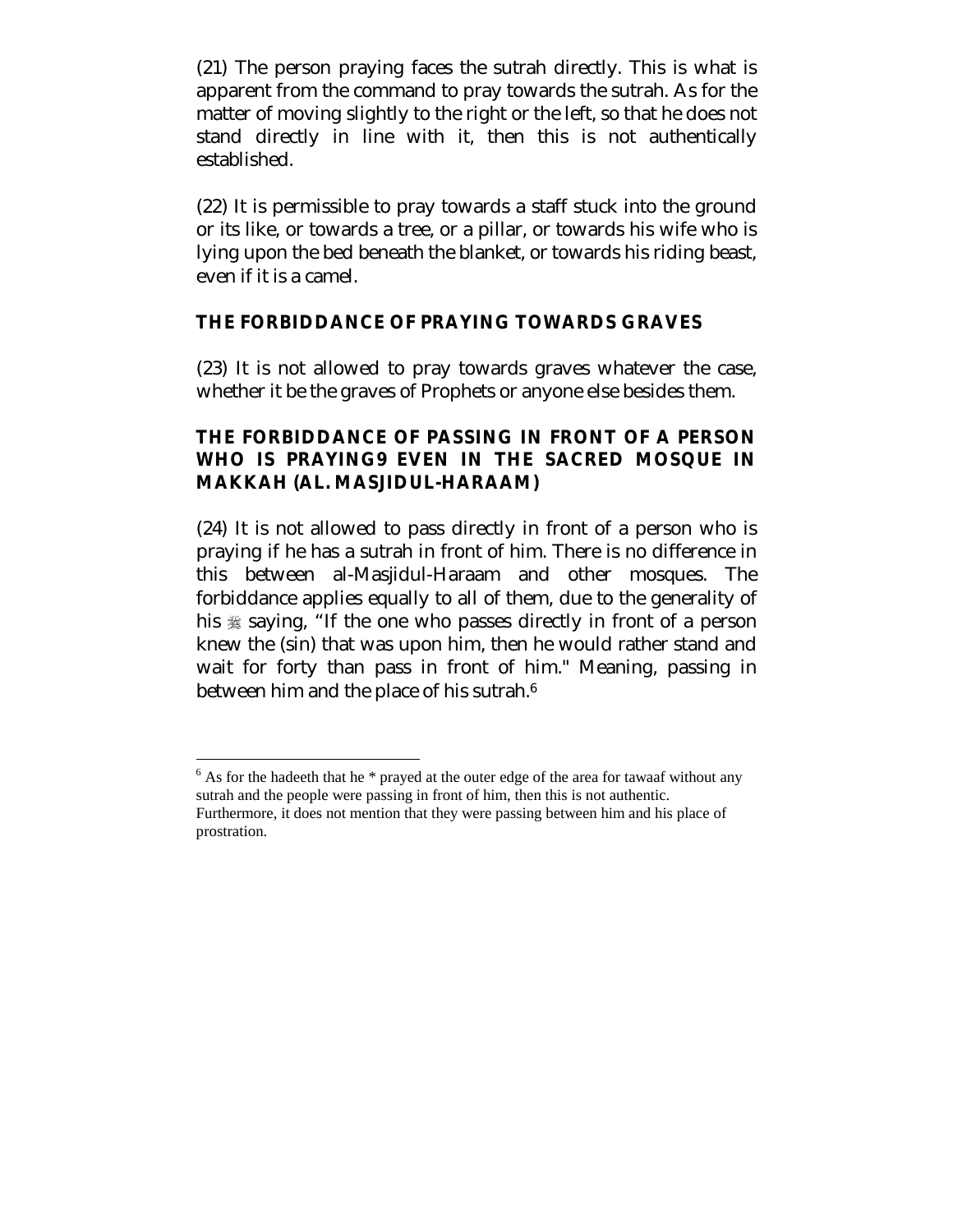(21) The person praying faces the sutrah directly. This is what is apparent from the command to pray towards the sutrah. As for the matter of moving slightly to the right or the left, so that he does not stand directly in line with it, then this is not authentically established.

(22) It is permissible to pray towards a staff stuck into the ground or its like, or towards a tree, or a pillar, or towards his wife who is lying upon the bed beneath the blanket, or towards his riding beast, even if it is a camel.

## THE FORBIDDANCE OF PRAYING TOWARDS GRAVES

(23) It is not allowed to pray towards graves whatever the case, whether it be the graves of Prophets or anyone else besides them.

## THE FORBIDDANCE OF PASSING IN FRONT OF A PERSON WHO IS PRAYING9 EVEN IN THE SACRED MOSQUE IN MAKKAH (AL. MASJIDUL-HARAAM)

(24) It is not allowed to pass directly in front of a person who is praying if he has a sutrah in front of him. There is no difference in this between al-Masjidul-Haraam and other mosques. The forbiddance applies equally to all of them, due to the generality of his ﷺ saying, "If the one who passes directly in front of a person knew the (sin) that was upon him, then he would rather stand and wait for forty than pass in front of him." Meaning, passing in between him and the place of his sutrah.[6]

---

[6] As for the hadeeth that he * prayed at the outer edge of the area for tawaaf without any sutrah and the people were passing in front of him, then this is not authentic. Furthermore, it does not mention that they were passing between him and his place of prostration.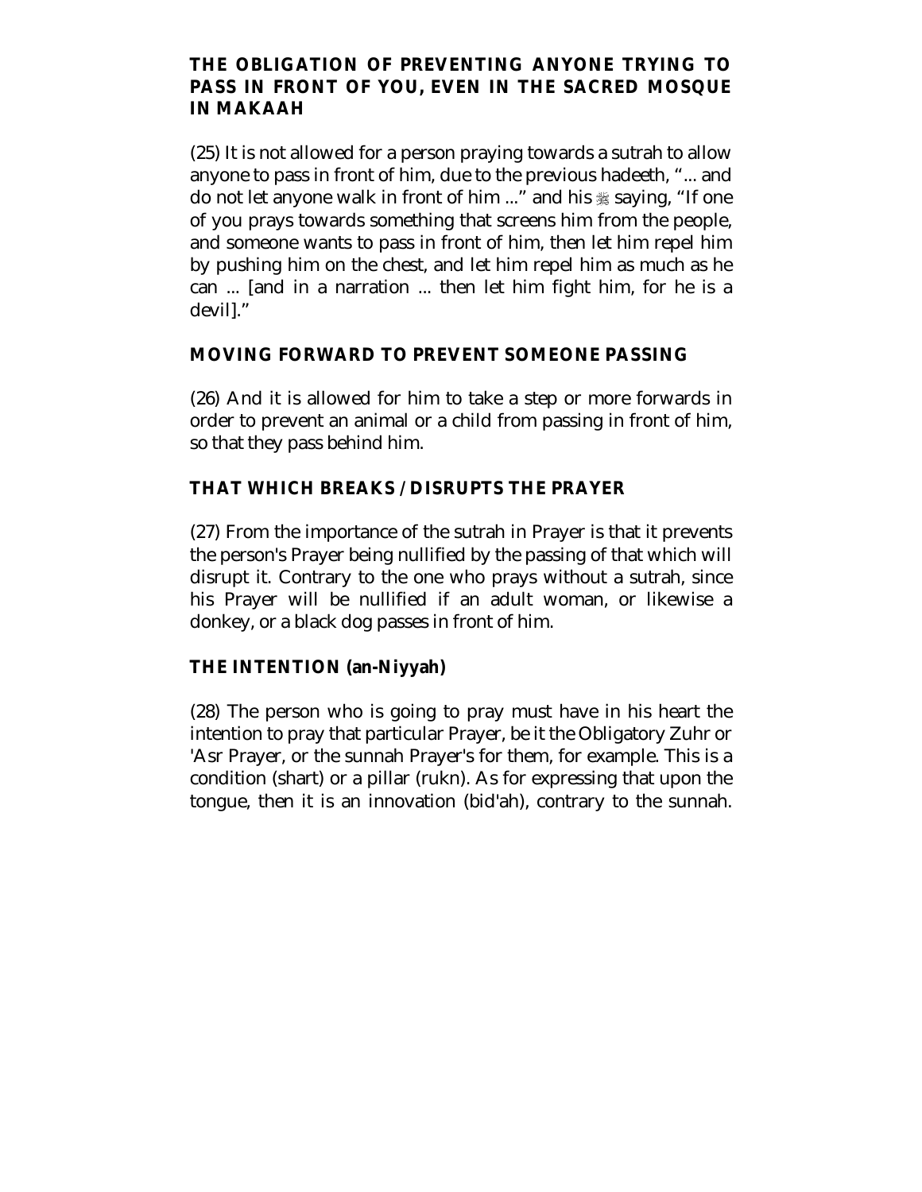## THE OBLIGATION OF PREVENTING ANYONE TRYING TO PASS IN FRONT OF YOU, EVEN IN THE SACRED MOSQUE IN MAKAAH

(25) It is not allowed for a person praying towards a sutrah to allow anyone to pass in front of him, due to the previous hadeeth, "... and do not let anyone walk in front of him ..." and his ﷺ saying, "If one of you prays towards something that screens him from the people, and someone wants to pass in front of him, then let him repel him by pushing him on the chest, and let him repel him as much as he can ... [and in a narration ... then let him fight him, for he is a devil]."

## MOVING FORWARD TO PREVENT SOMEONE PASSING

(26) And it is allowed for him to take a step or more forwards in order to prevent an animal or a child from passing in front of him, so that they pass behind him.

## THAT WHICH BREAKS / DISRUPTS THE PRAYER

(27) From the importance of the sutrah in Prayer is that it prevents the person's Prayer being nullified by the passing of that which will disrupt it. Contrary to the one who prays without a sutrah, since his Prayer will be nullified if an adult woman, or likewise a donkey, or a black dog passes in front of him.

## THE INTENTION (an-Niyyah)

(28) The person who is going to pray must have in his heart the intention to pray that particular Prayer, be it the Obligatory Zuhr or 'Asr Prayer, or the sunnah Prayer's for them, for example. This is a condition (shart) or a pillar (rukn). As for expressing that upon the tongue, then it is an innovation (bid'ah), contrary to the sunnah.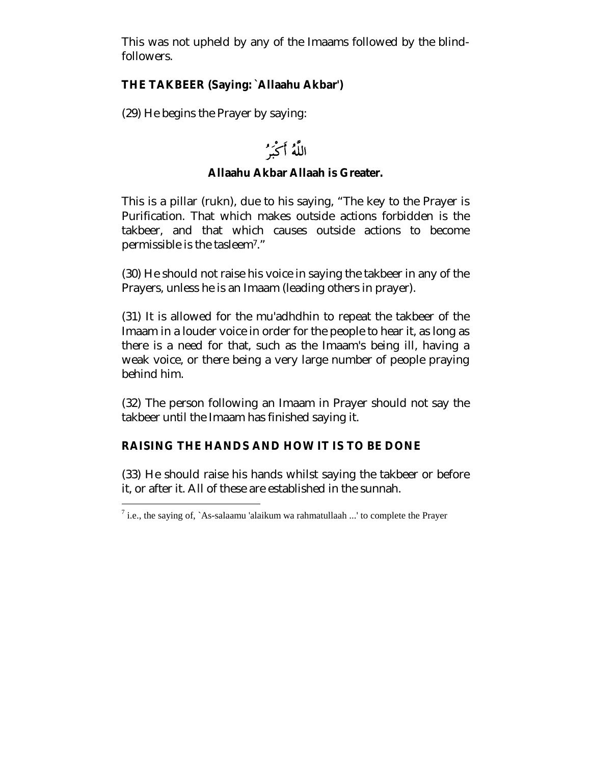This was not upheld by any of the Imaams followed by the blind-followers.

**THE TAKBEER (Saying: `Allaahu Akbar')**

(29) He begins the Prayer by saying:

اللَّهُ أَكْبَرُ

**Allaahu Akbar Allaah is Greater.**

This is a pillar (rukn), due to his saying, "The key to the Prayer is Purification. That which makes outside actions forbidden is the takbeer, and that which causes outside actions to become permissible is the tasleem[7]."

(30) He should not raise his voice in saying the takbeer in any of the Prayers, unless he is an Imaam (leading others in prayer).

(31) It is allowed for the mu'adhdhin to repeat the takbeer of the Imaam in a louder voice in order for the people to hear it, as long as there is a need for that, such as the Imaam's being ill, having a weak voice, or there being a very large number of people praying behind him.

(32) The person following an Imaam in Prayer should not say the takbeer until the Imaam has finished saying it.

**RAISING THE HANDS AND HOW IT IS TO BE DONE**

(33) He should raise his hands whilst saying the takbeer or before it, or after it. All of these are established in the sunnah.

---

[7] i.e., the saying of, `As-salaamu 'alaikum wa rahmatullaah ...' to complete the Prayer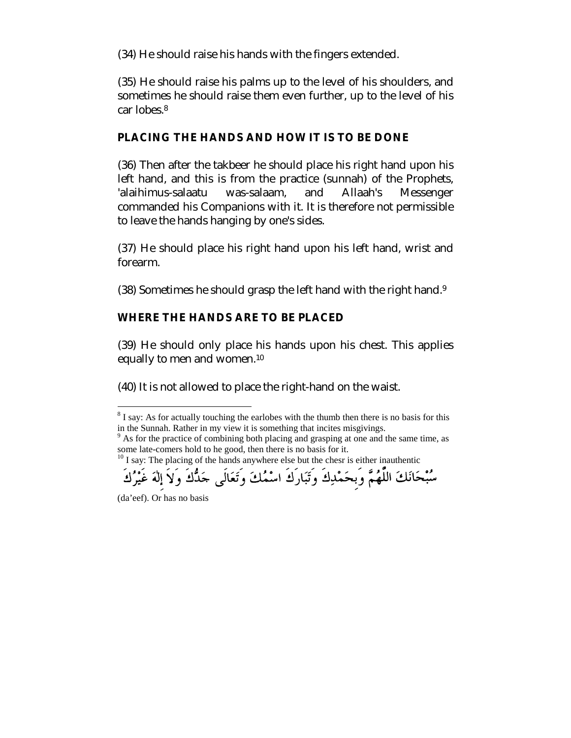(34) He should raise his hands with the fingers extended.

(35) He should raise his palms up to the level of his shoulders, and sometimes he should raise them even further, up to the level of his car lobes.[8]

## PLACING THE HANDS AND HOW IT IS TO BE DONE

(36) Then after the takbeer he should place his right hand upon his left hand, and this is from the practice (sunnah) of the Prophets, 'alaihimus-salaatu was-salaam, and Allaah's Messenger commanded his Companions with it. It is therefore not permissible to leave the hands hanging by one's sides.

(37) He should place his right hand upon his left hand, wrist and forearm.

(38) Sometimes he should grasp the left hand with the right hand.[9]

## WHERE THE HANDS ARE TO BE PLACED

(39) He should only place his hands upon his chest. This applies equally to men and women.[10]

(40) It is not allowed to place the right-hand on the waist.

---

[8] I say: As for actually touching the earlobes with the thumb then there is no basis for this in the Sunnah. Rather in my view it is something that incites misgivings.

[9] As for the practice of combining both placing and grasping at one and the same time, as some late-comers hold to he good, then there is no basis for it.

[10] I say: The placing of the hands anywhere else but the chesr is either inauthentic

سُبْحَانَكَ اللَّهُمَّ وَبِحَمْدِكَ وَتَبَارَكَ اسْمُكَ وَتَعَالَى جَدُّكَ وَلاَ إِلَهَ غَيْرُكَ

(da'eef). Or has no basis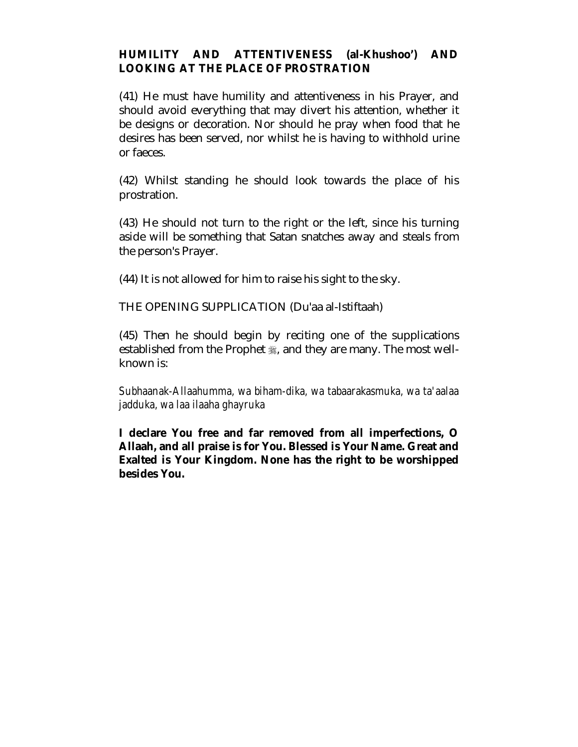## HUMILITY AND ATTENTIVENESS (al-Khushoo') AND LOOKING AT THE PLACE OF PROSTRATION

(41) He must have humility and attentiveness in his Prayer, and should avoid everything that may divert his attention, whether it be designs or decoration. Nor should he pray when food that he desires has been served, nor whilst he is having to withhold urine or faeces.

(42) Whilst standing he should look towards the place of his prostration.

(43) He should not turn to the right or the left, since his turning aside will be something that Satan snatches away and steals from the person's Prayer.

(44) It is not allowed for him to raise his sight to the sky.

## THE OPENING SUPPLICATION (Du'aa al-Istiftaah)

(45) Then he should begin by reciting one of the supplications established from the Prophet ﷺ, and they are many. The most well-known is:

*Subhaanak-Allaahumma, wa biham-dika, wa tabaarakasmuka, wa ta'aalaa jadduka, wa laa ilaaha ghayruka*

**I declare You free and far removed from all imperfections, O Allaah, and all praise is for You. Blessed is Your Name. Great and Exalted is Your Kingdom. None has the right to be worshipped besides You.**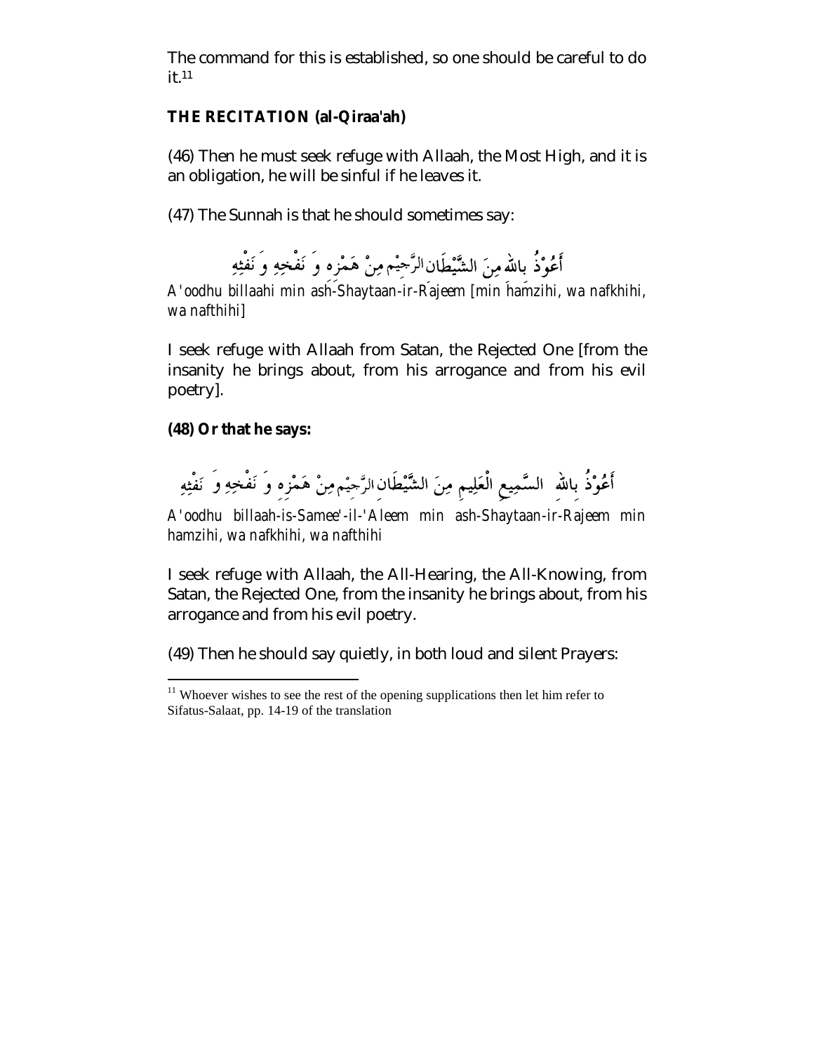The command for this is established, so one should be careful to do it.[11]

**THE RECITATION (al-Qiraa'ah)**

(46) Then he must seek refuge with Allaah, the Most High, and it is an obligation, he will be sinful if he leaves it.

(47) The Sunnah is that he should sometimes say:

أَعُوْذُ باللهِ مِنَ الشَّيْطَانِ الرَّجِيْمِ مِنْ هَمْزِهِ وَ نَفْخِهِ وَ نَفْثِهِ

*A'oodhu billaahi min ash-Shaytaan-ir-Rajeem [min hamzihi, wa nafkhihi, wa nafthihi]*

I seek refuge with Allaah from Satan, the Rejected One [from the insanity he brings about, from his arrogance and from his evil poetry].

**(48) Or that he says:**

أَعُوْذُ بِاللهِ السَّمِيعِ الْعَلِيمِ مِنَ الشَّيْطَانِ الرَّجِيْمِ مِنْ هَمْزِهِ وَ نَفْخِهِ وَ نَفْثِهِ

*A'oodhu billaah-is-Samee'-il-'Aleem min ash-Shaytaan-ir-Rajeem min hamzihi, wa nafkhihi, wa nafthihi*

I seek refuge with Allaah, the All-Hearing, the All-Knowing, from Satan, the Rejected One, from the insanity he brings about, from his arrogance and from his evil poetry.

(49) Then he should say quietly, in both loud and silent Prayers:

---

[11] Whoever wishes to see the rest of the opening supplications then let him refer to Sifatus-Salaat, pp. 14-19 of the translation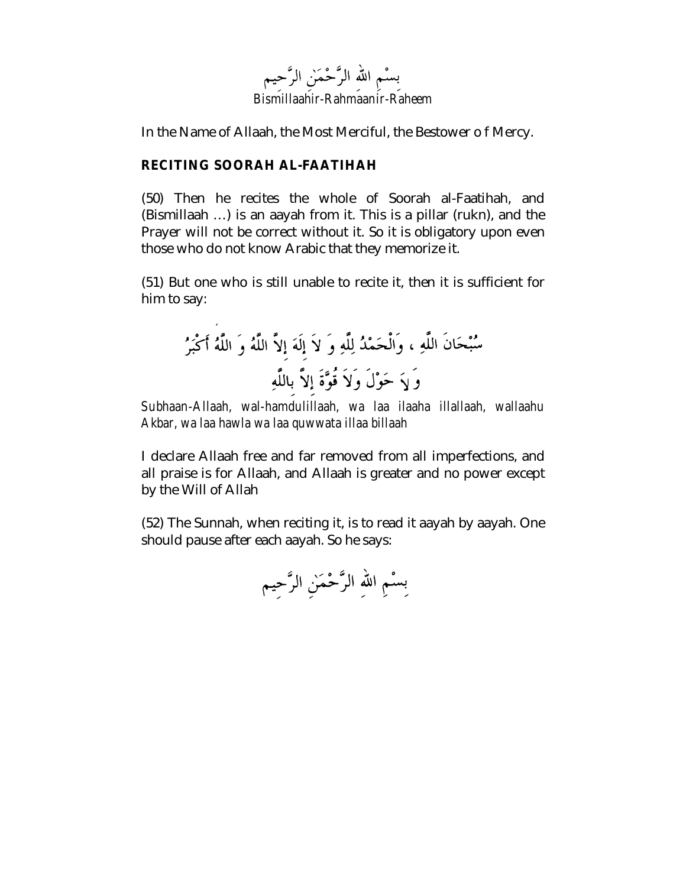<div dir="rtl">بِسْمِ اللهِ الرَّحْمَنِ الرَّحِيم</div>

*Bismillaahir-Rahmaanir-Raheem*

In the Name of Allaah, the Most Merciful, the Bestower o f Mercy.

## RECITING SOORAH AL-FAATIHAH

(50) Then he recites the whole of Soorah al-Faatihah, and (Bismillaah …) is an aayah from it. This is a pillar (rukn), and the Prayer will not be correct without it. So it is obligatory upon even those who do not know Arabic that they memorize it.

(51) But one who is still unable to recite it, then it is sufficient for him to say:

<div dir="rtl">سُبْحَانَ اللَّهِ ، وَالْحَمْدُ لِلَّهِ وَ لاَ إِلَهَ إِلاَّ اللَّهُ وَ اللَّهُ أَكْبَرُ وَ لاَ حَوْلَ وَلاَ قُوَّةَ إِلاَّ بِاللَّهِ</div>

*Subhaan-Allaah, wal-hamdulillaah, wa laa ilaaha illallaah, wallaahu Akbar, wa laa hawla wa laa quwwata illaa billaah*

I declare Allaah free and far removed from all imperfections, and all praise is for Allaah, and Allaah is greater and no power except by the Will of Allah

(52) The Sunnah, when reciting it, is to read it aayah by aayah. One should pause after each aayah. So he says:

<div dir="rtl">بِسْمِ اللهِ الرَّحْمَنِ الرَّحِيم</div>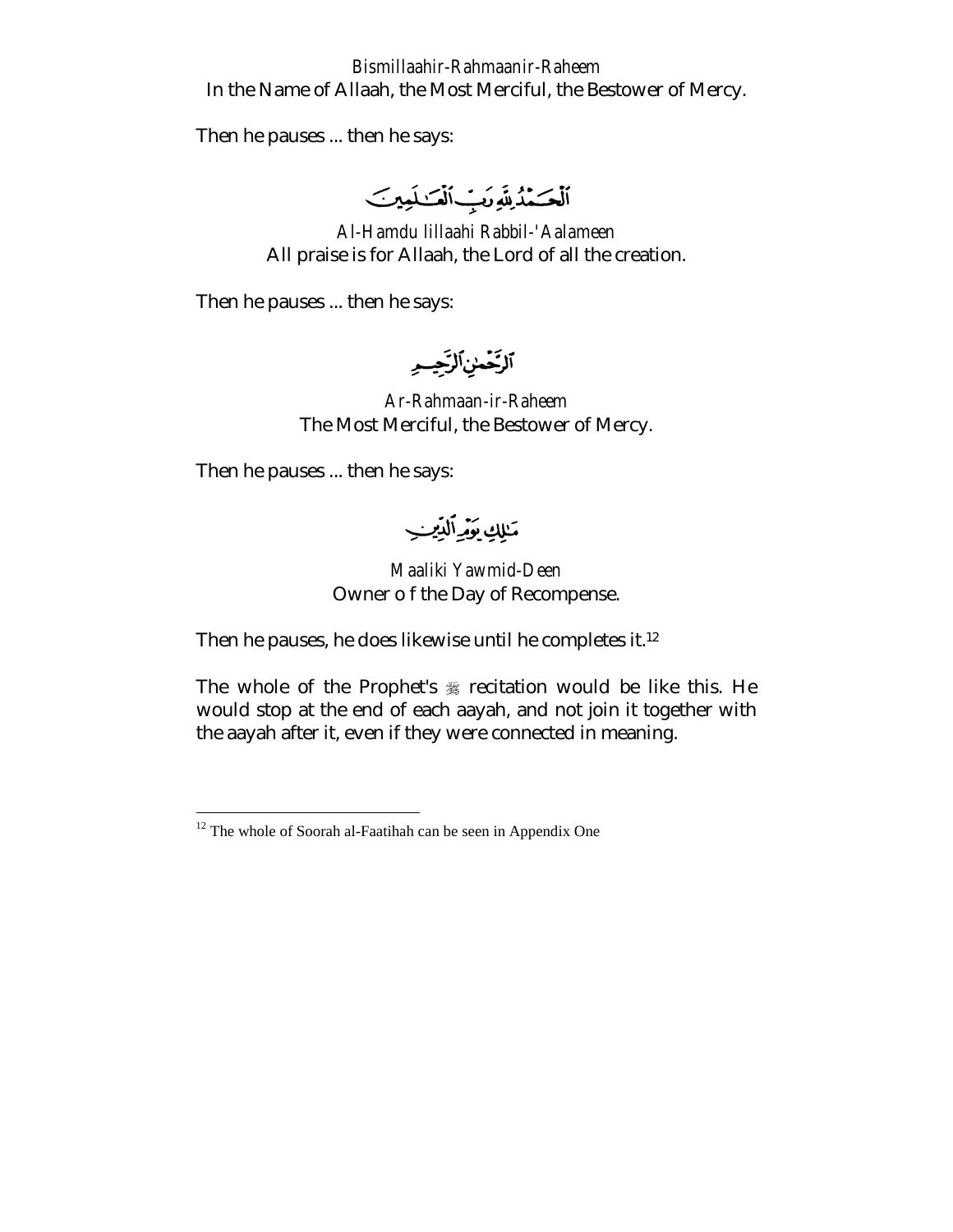*Bismillaahir-Rahmaanir-Raheem*
In the Name of Allaah, the Most Merciful, the Bestower of Mercy.

Then he pauses ... then he says:

ٱلْحَمْدُ لِلَّهِ رَبِّ ٱلْعَٰلَمِينَ

*Al-Hamdu lillaahi Rabbil-'Aalameen*
All praise is for Allaah, the Lord of all the creation.

Then he pauses ... then he says:

ٱلرَّحْمَٰنِ ٱلرَّحِيمِ

*Ar-Rahmaan-ir-Raheem*
The Most Merciful, the Bestower of Mercy.

Then he pauses ... then he says:

مَٰلِكِ يَوْمِ ٱلدِّينِ

*Maaliki Yawmid-Deen*
Owner o f the Day of Recompense.

Then he pauses, he does likewise until he completes it.[12]

The whole of the Prophet's ﷺ recitation would be like this. He would stop at the end of each aayah, and not join it together with the aayah after it, even if they were connected in meaning.

[12] The whole of Soorah al-Faatihah can be seen in Appendix One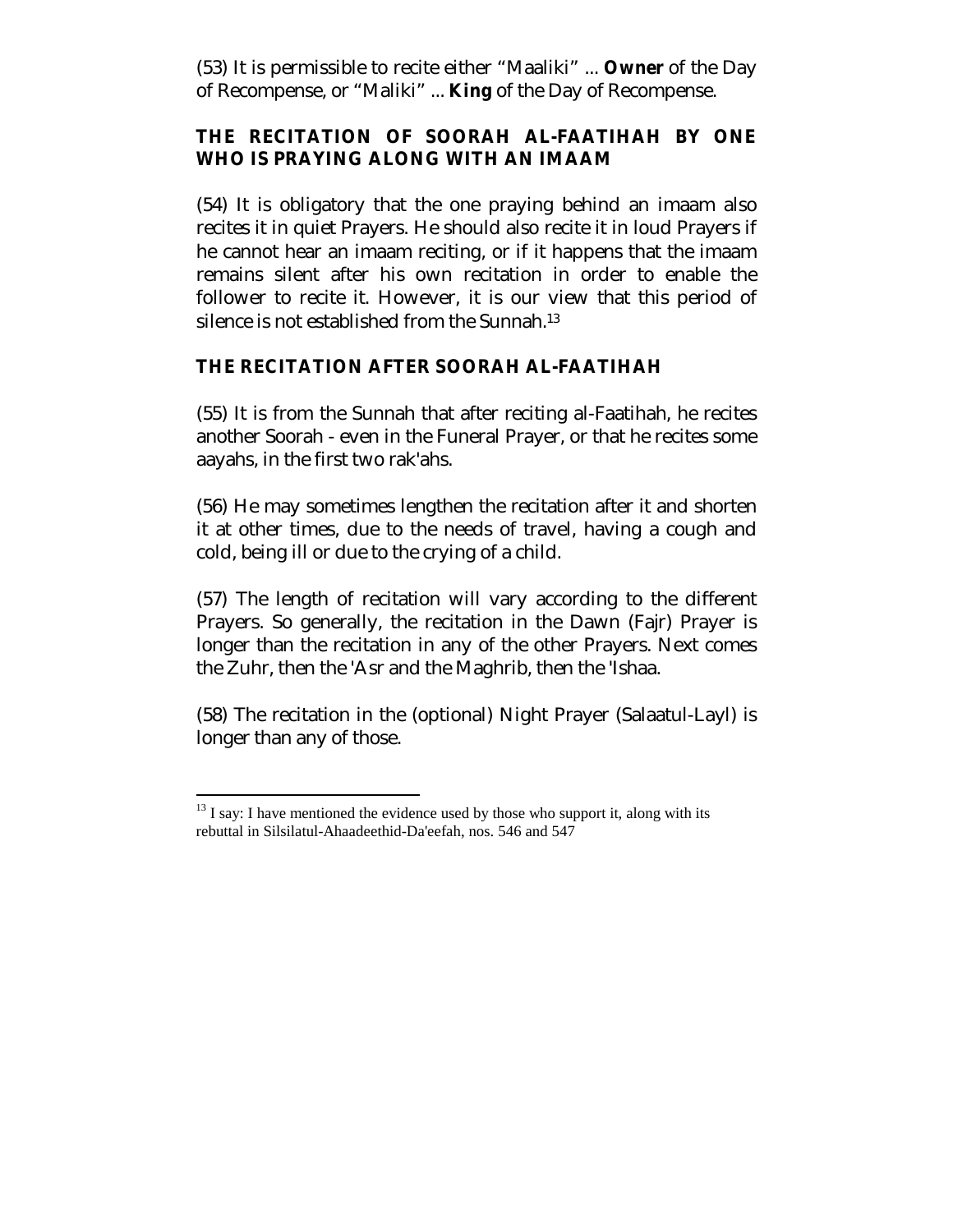(53) It is permissible to recite either “Maaliki” ... **Owner** of the Day of Recompense, or “Maliki” ... **King** of the Day of Recompense.

## THE RECITATION OF SOORAH AL-FAATIHAH BY ONE WHO IS PRAYING ALONG WITH AN IMAAM

(54) It is obligatory that the one praying behind an imaam also recites it in quiet Prayers. He should also recite it in loud Prayers if he cannot hear an imaam reciting, or if it happens that the imaam remains silent after his own recitation in order to enable the follower to recite it. However, it is our view that this period of silence is not established from the Sunnah.[13]

## THE RECITATION AFTER SOORAH AL-FAATIHAH

(55) It is from the Sunnah that after reciting al-Faatihah, he recites another Soorah - even in the Funeral Prayer, or that he recites some aayahs, in the first two rak'ahs.

(56) He may sometimes lengthen the recitation after it and shorten it at other times, due to the needs of travel, having a cough and cold, being ill or due to the crying of a child.

(57) The length of recitation will vary according to the different Prayers. So generally, the recitation in the Dawn (Fajr) Prayer is longer than the recitation in any of the other Prayers. Next comes the Zuhr, then the 'Asr and the Maghrib, then the 'Ishaa.

(58) The recitation in the (optional) Night Prayer (Salaatul-Layl) is longer than any of those.

---

[13] I say: I have mentioned the evidence used by those who support it, along with its rebuttal in Silsilatul-Ahaadeethid-Da'eefah, nos. 546 and 547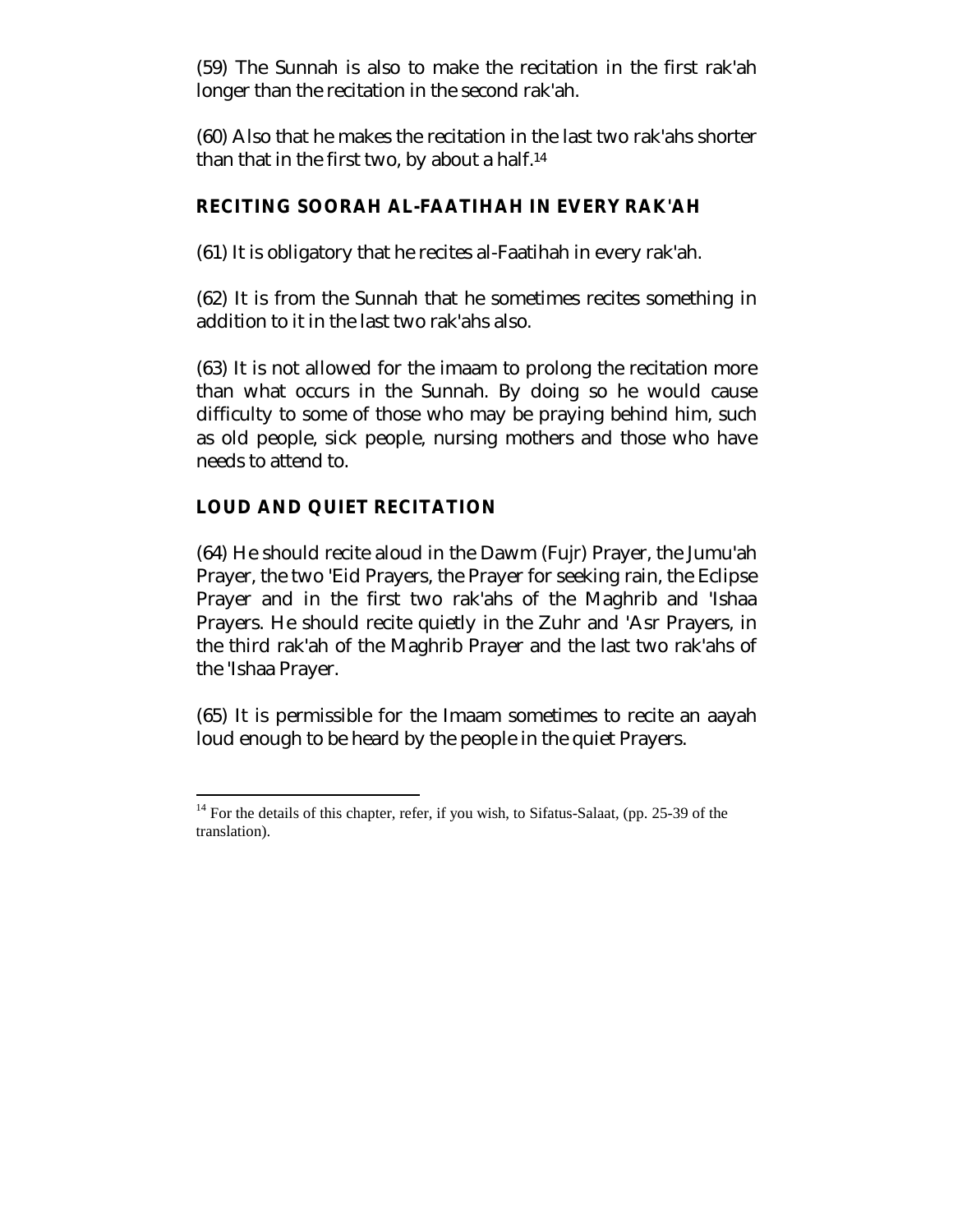(59) The Sunnah is also to make the recitation in the first rak'ah longer than the recitation in the second rak'ah.

(60) Also that he makes the recitation in the last two rak'ahs shorter than that in the first two, by about a half.[14]

## RECITING SOORAH AL-FAATIHAH IN EVERY RAK'AH

(61) It is obligatory that he recites al-Faatihah in every rak'ah.

(62) It is from the Sunnah that he sometimes recites something in addition to it in the last two rak'ahs also.

(63) It is not allowed for the imaam to prolong the recitation more than what occurs in the Sunnah. By doing so he would cause difficulty to some of those who may be praying behind him, such as old people, sick people, nursing mothers and those who have needs to attend to.

## LOUD AND QUIET RECITATION

(64) He should recite aloud in the Dawm (Fujr) Prayer, the Jumu'ah Prayer, the two 'Eid Prayers, the Prayer for seeking rain, the Eclipse Prayer and in the first two rak'ahs of the Maghrib and 'Ishaa Prayers. He should recite quietly in the Zuhr and 'Asr Prayers, in the third rak'ah of the Maghrib Prayer and the last two rak'ahs of the 'Ishaa Prayer.

(65) It is permissible for the Imaam sometimes to recite an aayah loud enough to be heard by the people in the quiet Prayers.

---

[14] For the details of this chapter, refer, if you wish, to Sifatus-Salaat, (pp. 25-39 of the translation).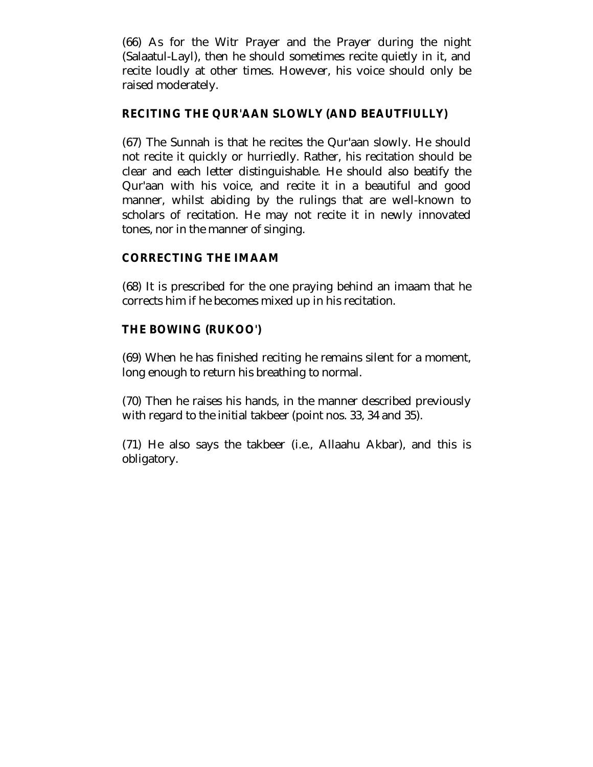(66) As for the Witr Prayer and the Prayer during the night (Salaatul-Layl), then he should sometimes recite quietly in it, and recite loudly at other times. However, his voice should only be raised moderately.

## RECITING THE QUR'AAN SLOWLY (AND BEAUTFIULLY)

(67) The Sunnah is that he recites the Qur'aan slowly. He should not recite it quickly or hurriedly. Rather, his recitation should be clear and each letter distinguishable. He should also beatify the Qur'aan with his voice, and recite it in a beautiful and good manner, whilst abiding by the rulings that are well-known to scholars of recitation. He may not recite it in newly innovated tones, nor in the manner of singing.

## CORRECTING THE IMAAM

(68) It is prescribed for the one praying behind an imaam that he corrects him if he becomes mixed up in his recitation.

## THE BOWING (RUKOO')

(69) When he has finished reciting he remains silent for a moment, long enough to return his breathing to normal.

(70) Then he raises his hands, in the manner described previously with regard to the initial takbeer (point nos. 33, 34 and 35).

(71) He also says the takbeer (i.e., Allaahu Akbar), and this is obligatory.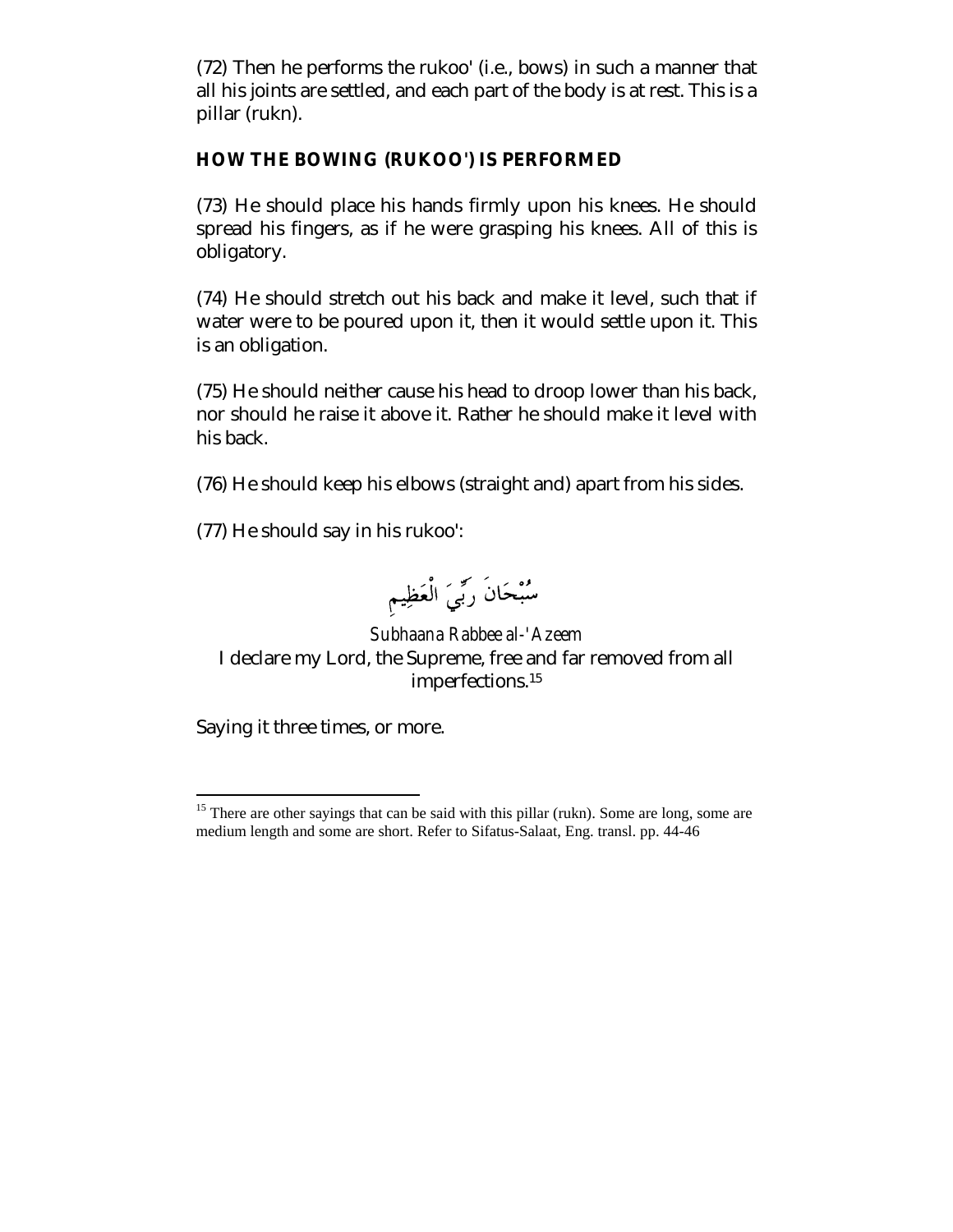(72) Then he performs the rukoo' (i.e., bows) in such a manner that all his joints are settled, and each part of the body is at rest. This is a pillar (rukn).

### HOW THE BOWING (RUKOO') IS PERFORMED

(73) He should place his hands firmly upon his knees. He should spread his fingers, as if he were grasping his knees. All of this is obligatory.

(74) He should stretch out his back and make it level, such that if water were to be poured upon it, then it would settle upon it. This is an obligation.

(75) He should neither cause his head to droop lower than his back, nor should he raise it above it. Rather he should make it level with his back.

(76) He should keep his elbows (straight and) apart from his sides.

(77) He should say in his rukoo':

سُبْحَانَ رَبِّيَ الْعَظِيمِ

*Subhaana Rabbee al-'Azeem*

I declare my Lord, the Supreme, free and far removed from all imperfections.[15]

Saying it three times, or more.

---

[15] There are other sayings that can be said with this pillar (rukn). Some are long, some are medium length and some are short. Refer to Sifatus-Salaat, Eng. transl. pp. 44-46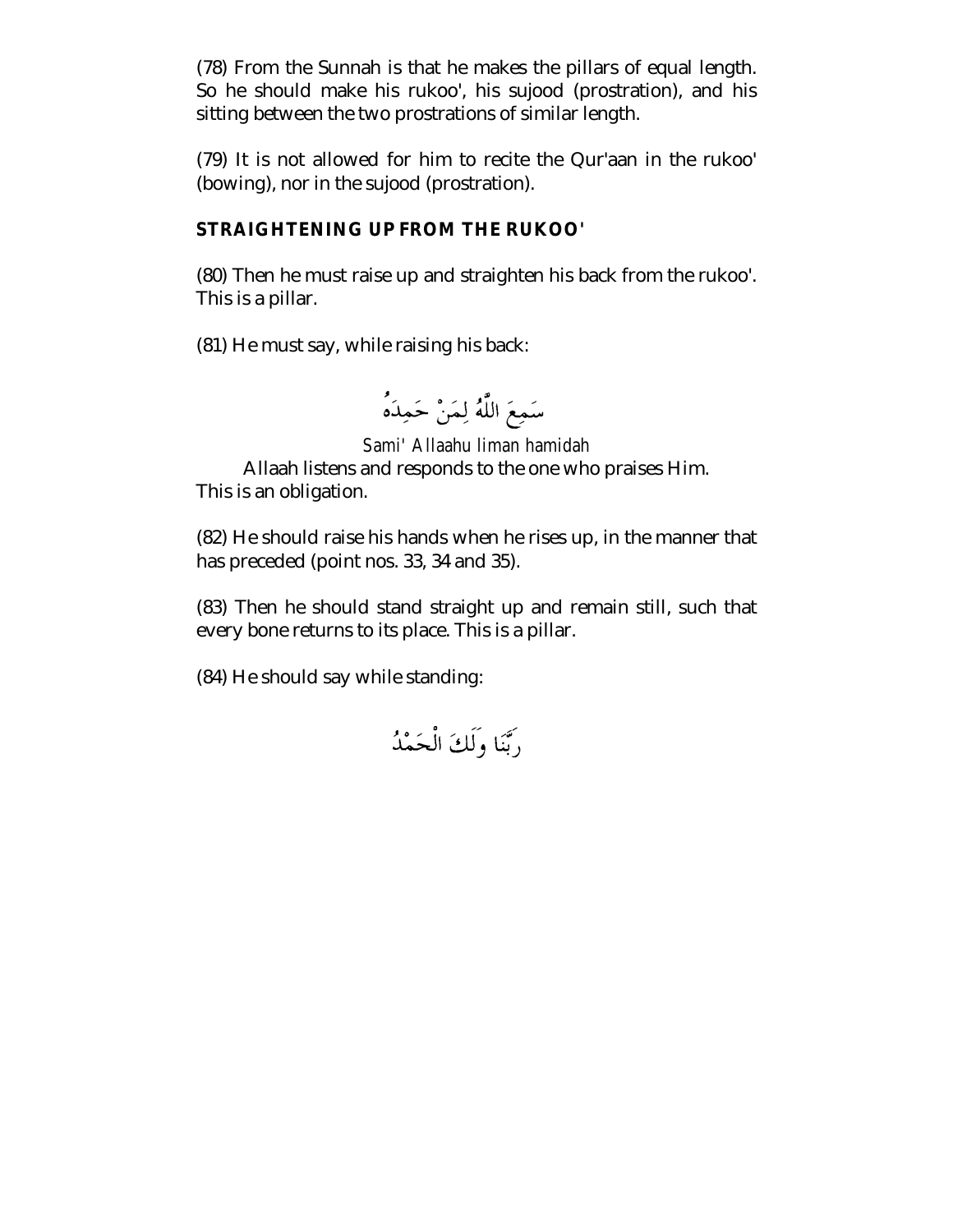(78) From the Sunnah is that he makes the pillars of equal length. So he should make his rukoo', his sujood (prostration), and his sitting between the two prostrations of similar length.

(79) It is not allowed for him to recite the Qur'aan in the rukoo' (bowing), nor in the sujood (prostration).

**STRAIGHTENING UP FROM THE RUKOO'**

(80) Then he must raise up and straighten his back from the rukoo'. This is a pillar.

(81) He must say, while raising his back:

سَمِعَ اللّٰهُ لِمَنْ حَمِدَهُ

*Sami' Allaahu liman hamidah*

Allaah listens and responds to the one who praises Him.
This is an obligation.

(82) He should raise his hands when he rises up, in the manner that has preceded (point nos. 33, 34 and 35).

(83) Then he should stand straight up and remain still, such that every bone returns to its place. This is a pillar.

(84) He should say while standing:

رَبَّنَا وَلَكَ الْحَمْدُ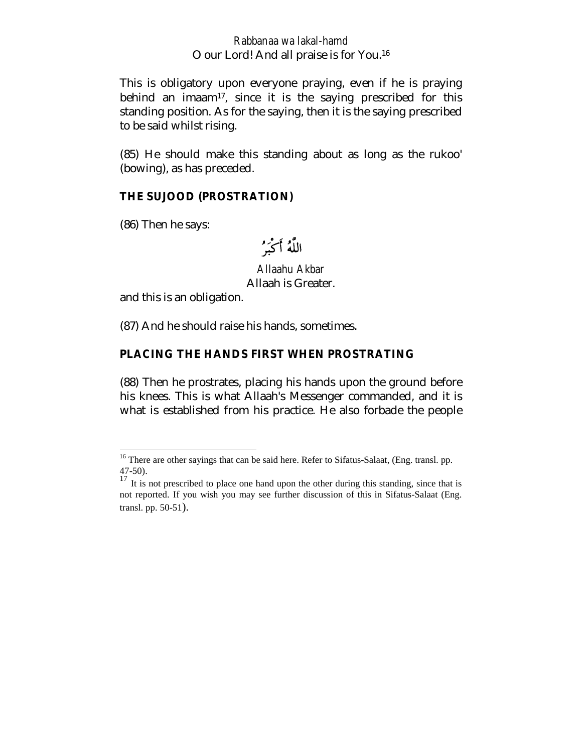*Rabbanaa wa lakal-hamd*
O our Lord! And all praise is for You.[16]

This is obligatory upon everyone praying, even if he is praying behind an imaam[17], since it is the saying prescribed for this standing position. As for the saying, then it is the saying prescribed to be said whilst rising.

(85) He should make this standing about as long as the rukoo' (bowing), as has preceded.

### THE SUJOOD (PROSTRATION)

(86) Then he says:

اللّٰهُ أَكْبَرُ

*Allaahu Akbar*
Allaah is Greater.

and this is an obligation.

(87) And he should raise his hands, sometimes.

### PLACING THE HANDS FIRST WHEN PROSTRATING

(88) Then he prostrates, placing his hands upon the ground before his knees. This is what Allaah's Messenger commanded, and it is what is established from his practice. He also forbade the people

---

[16] There are other sayings that can be said here. Refer to Sifatus-Salaat, (Eng. transl. pp. 47-50).

[17] It is not prescribed to place one hand upon the other during this standing, since that is not reported. If you wish you may see further discussion of this in Sifatus-Salaat (Eng. transl. pp. 50-51).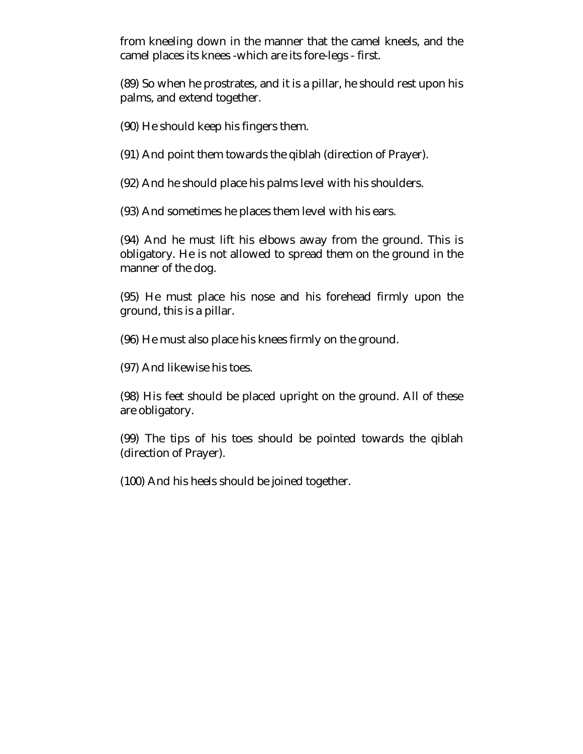from kneeling down in the manner that the camel kneels, and the camel places its knees -which are its fore-legs - first.

(89) So when he prostrates, and it is a pillar, he should rest upon his palms, and extend together.

(90) He should keep his fingers them.

(91) And point them towards the qiblah (direction of Prayer).

(92) And he should place his palms level with his shoulders.

(93) And sometimes he places them level with his ears.

(94) And he must lift his elbows away from the ground. This is obligatory. He is not allowed to spread them on the ground in the manner of the dog.

(95) He must place his nose and his forehead firmly upon the ground, this is a pillar.

(96) He must also place his knees firmly on the ground.

(97) And likewise his toes.

(98) His feet should be placed upright on the ground. All of these are obligatory.

(99) The tips of his toes should be pointed towards the qiblah (direction of Prayer).

(100) And his heels should be joined together.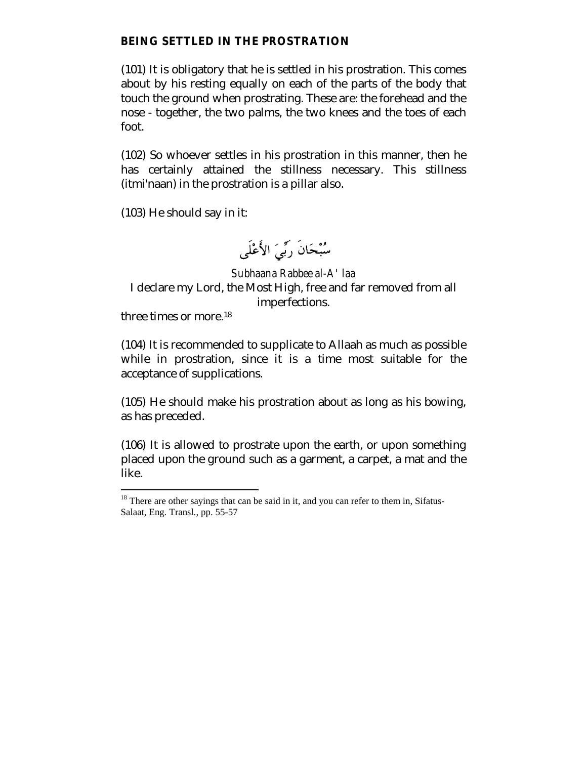## BEING SETTLED IN THE PROSTRATION

(101) It is obligatory that he is settled in his prostration. This comes about by his resting equally on each of the parts of the body that touch the ground when prostrating. These are: the forehead and the nose - together, the two palms, the two knees and the toes of each foot.

(102) So whoever settles in his prostration in this manner, then he has certainly attained the stillness necessary. This stillness (itmi'naan) in the prostration is a pillar also.

(103) He should say in it:

سُبْحَانَ رَبِّيَ الأَعْلَى

*Subhaana Rabbee al-A'laa*

I declare my Lord, the Most High, free and far removed from all imperfections.

three times or more.[18]

(104) It is recommended to supplicate to Allaah as much as possible while in prostration, since it is a time most suitable for the acceptance of supplications.

(105) He should make his prostration about as long as his bowing, as has preceded.

(106) It is allowed to prostrate upon the earth, or upon something placed upon the ground such as a garment, a carpet, a mat and the like.

---

[18] There are other sayings that can be said in it, and you can refer to them in, Sifatus-Salaat, Eng. Transl., pp. 55-57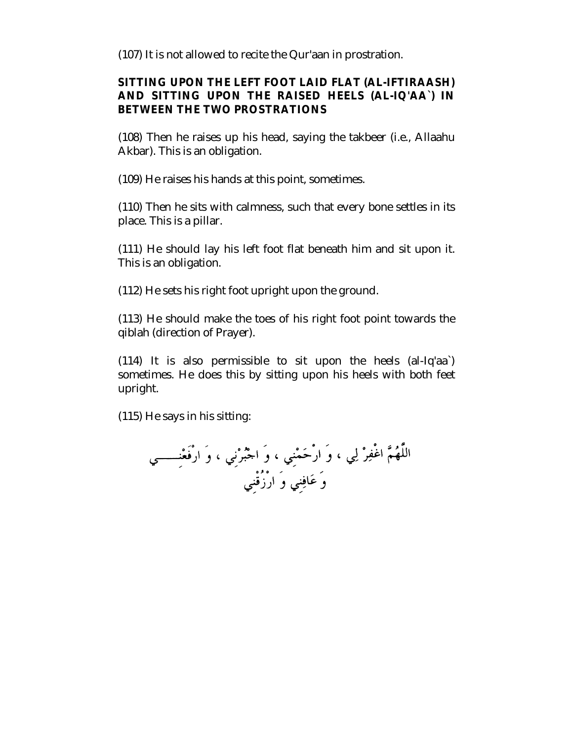(107) It is not allowed to recite the Qur'aan in prostration.

## SITTING UPON THE LEFT FOOT LAID FLAT (AL-IFTIRAASH) AND SITTING UPON THE RAISED HEELS (AL-IQ'AA`) IN BETWEEN THE TWO PROSTRATIONS

(108) Then he raises up his head, saying the takbeer (i.e., Allaahu Akbar). This is an obligation.

(109) He raises his hands at this point, sometimes.

(110) Then he sits with calmness, such that every bone settles in its place. This is a pillar.

(111) He should lay his left foot flat beneath him and sit upon it. This is an obligation.

(112) He sets his right foot upright upon the ground.

(113) He should make the toes of his right foot point towards the qiblah (direction of Prayer).

(114) It is also permissible to sit upon the heels (al-Iq'aa`) sometimes. He does this by sitting upon his heels with both feet upright.

(115) He says in his sitting:

اللَّهُمَّ اغْفِرْ لِي ، وَ ارْحَمْنِي ، وَ اجْبُرْنِي ، وَ ارْفَعْنِي وَ عَافِنِي وَ ارْزُقْنِي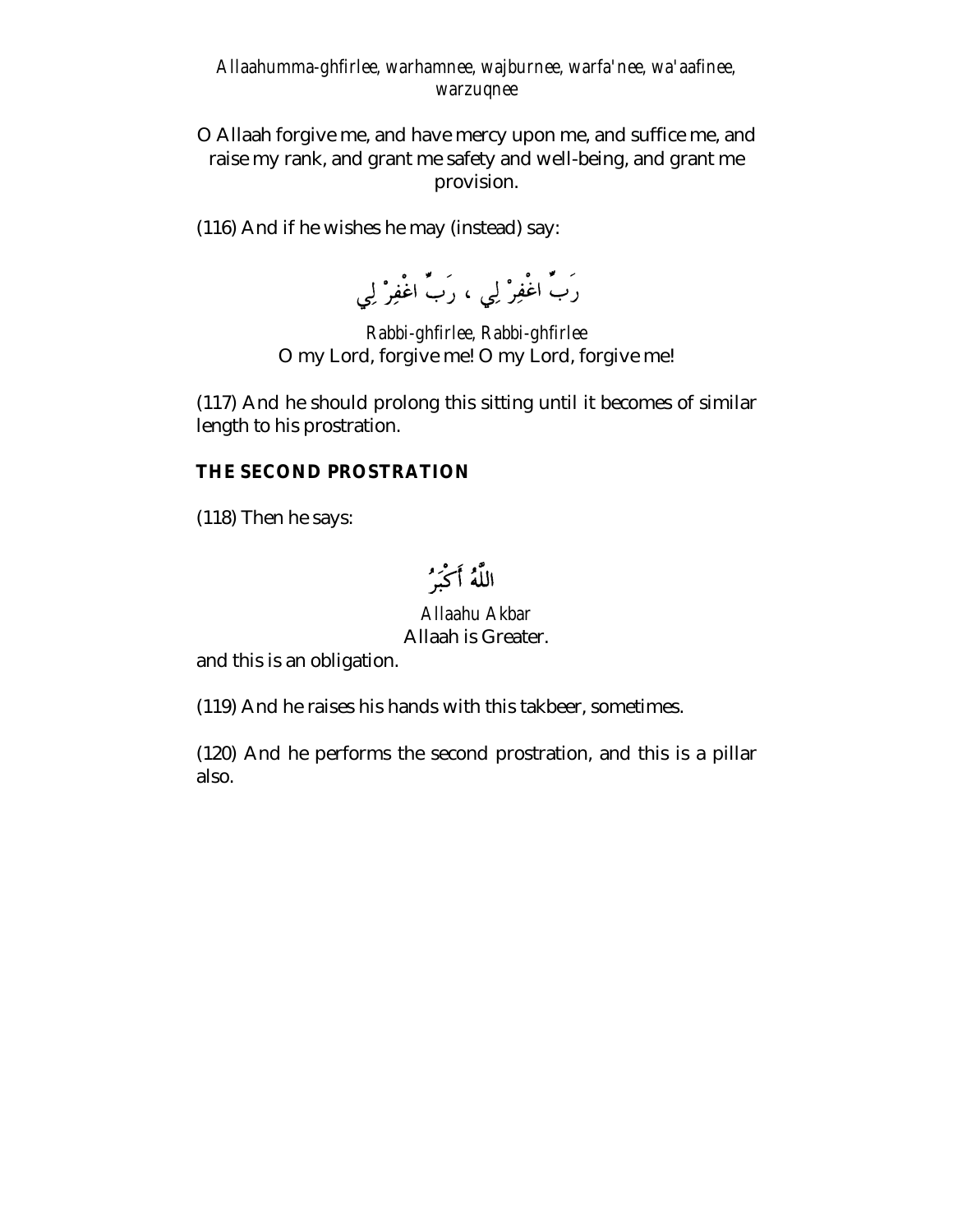*Allaahumma-ghfirlee, warhamnee, wajburnee, warfa'nee, wa'aafinee, warzuqnee*

O Allaah forgive me, and have mercy upon me, and suffice me, and raise my rank, and grant me safety and well-being, and grant me provision.

(116) And if he wishes he may (instead) say:

رَبِّ اغْفِرْ لِي ، رَبِّ اغْفِرْ لِي

*Rabbi-ghfirlee, Rabbi-ghfirlee*
O my Lord, forgive me! O my Lord, forgive me!

(117) And he should prolong this sitting until it becomes of similar length to his prostration.

**THE SECOND PROSTRATION**

(118) Then he says:

اللَّهُ أَكْبَرُ

*Allaahu Akbar*
Allaah is Greater.

and this is an obligation.

(119) And he raises his hands with this takbeer, sometimes.

(120) And he performs the second prostration, and this is a pillar also.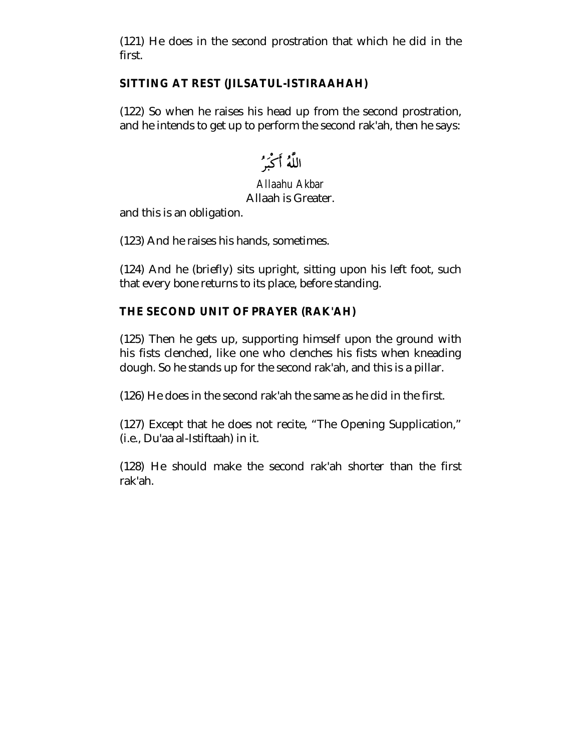(121) He does in the second prostration that which he did in the first.

### SITTING AT REST (JILSATUL-ISTIRAAHAH)

(122) So when he raises his head up from the second prostration, and he intends to get up to perform the second rak'ah, then he says:

اللَّهُ أَكْبَرُ

*Allaahu Akbar*

Allaah is Greater.

and this is an obligation.

(123) And he raises his hands, sometimes.

(124) And he (briefly) sits upright, sitting upon his left foot, such that every bone returns to its place, before standing.

### THE SECOND UNIT OF PRAYER (RAK'AH)

(125) Then he gets up, supporting himself upon the ground with his fists clenched, like one who clenches his fists when kneading dough. So he stands up for the second rak'ah, and this is a pillar.

(126) He does in the second rak'ah the same as he did in the first.

(127) Except that he does not recite, "The Opening Supplication," (i.e., Du'aa al-Istiftaah) in it.

(128) He should make the second rak'ah shorter than the first rak'ah.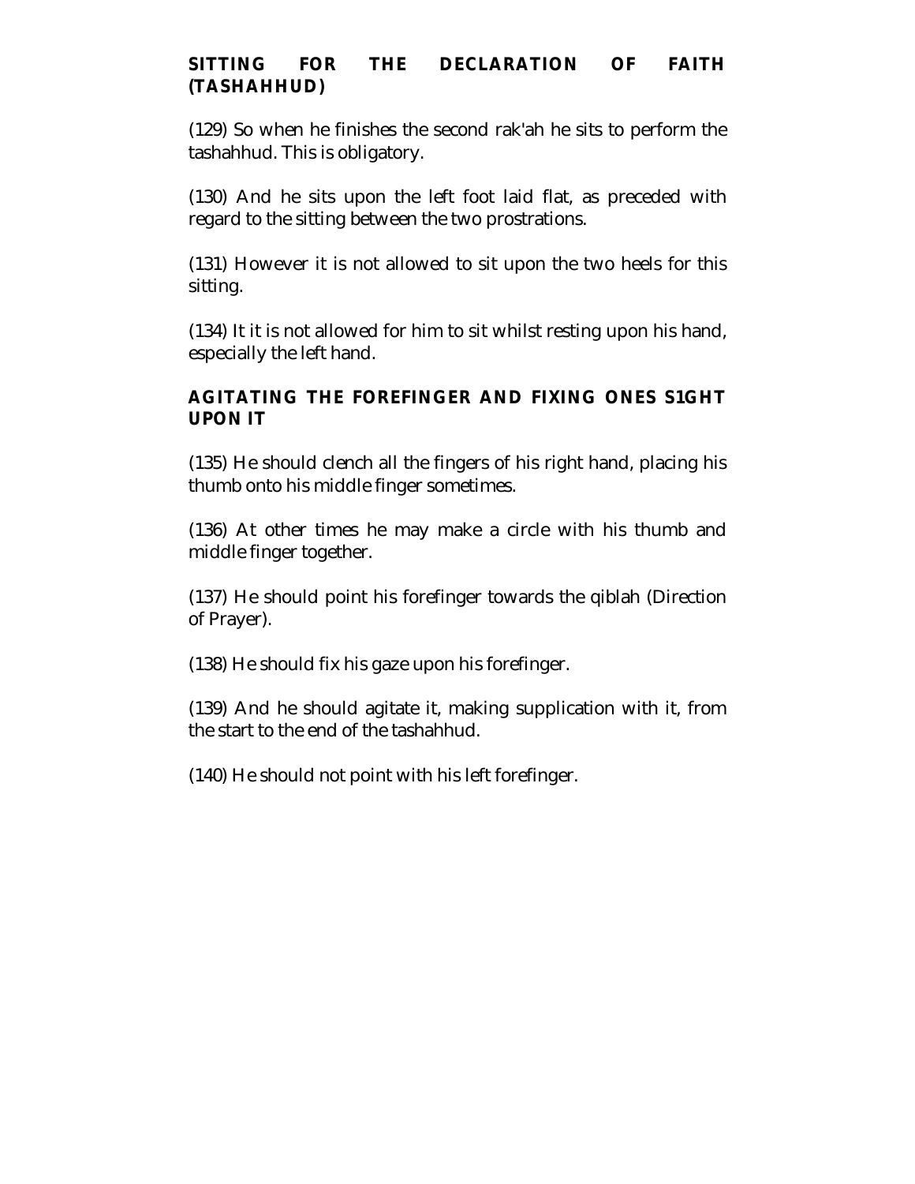## SITTING FOR THE DECLARATION OF FAITH (TASHAHHUD)

(129) So when he finishes the second rak'ah he sits to perform the tashahhud. This is obligatory.

(130) And he sits upon the left foot laid flat, as preceded with regard to the sitting between the two prostrations.

(131) However it is not allowed to sit upon the two heels for this sitting.

(134) It it is not allowed for him to sit whilst resting upon his hand, especially the left hand.

## AGITATING THE FOREFINGER AND FIXING ONES S1GHT UPON IT

(135) He should clench all the fingers of his right hand, placing his thumb onto his middle finger sometimes.

(136) At other times he may make a circle with his thumb and middle finger together.

(137) He should point his forefinger towards the qiblah (Direction of Prayer).

(138) He should fix his gaze upon his forefinger.

(139) And he should agitate it, making supplication with it, from the start to the end of the tashahhud.

(140) He should not point with his left forefinger.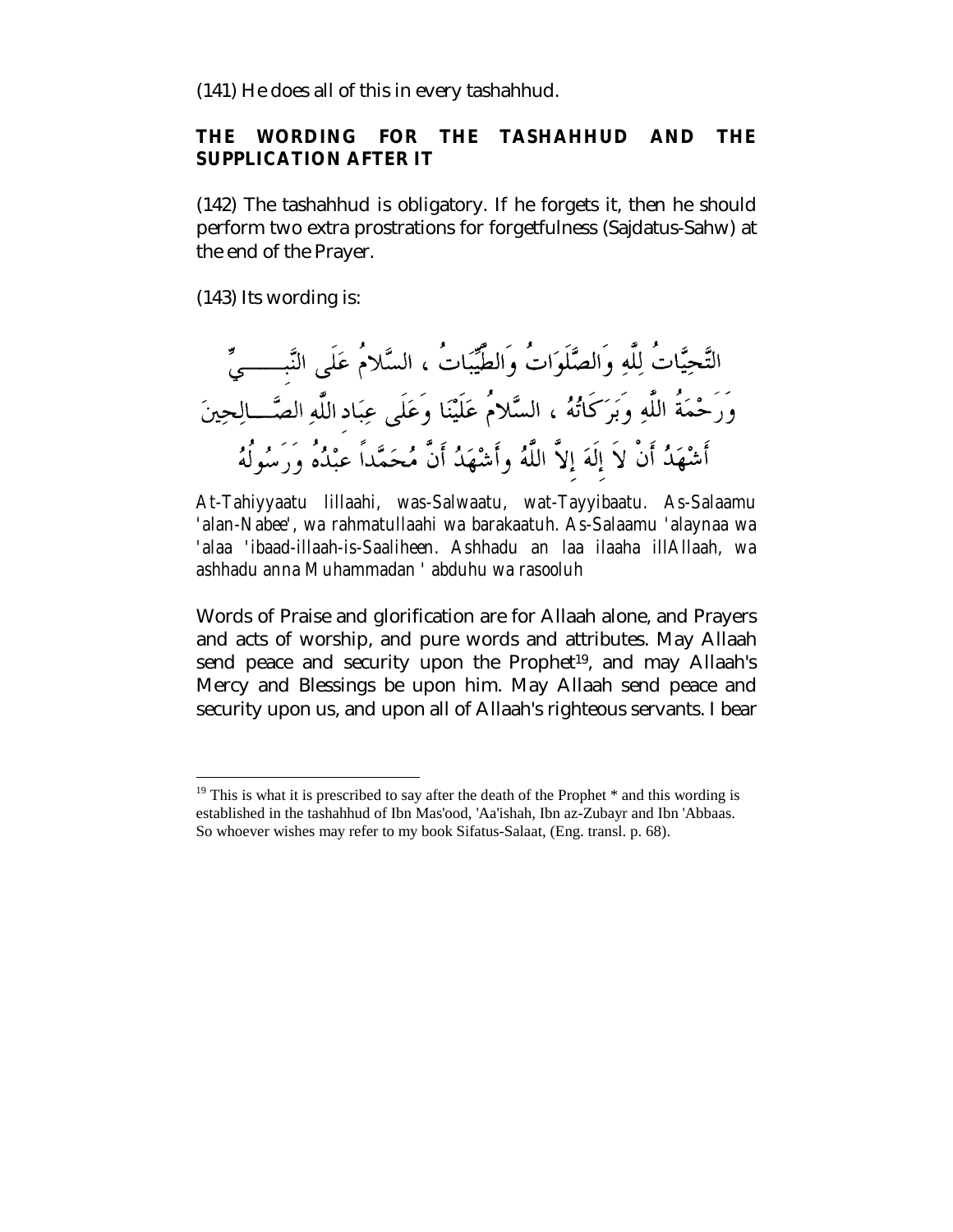(141) He does all of this in every tashahhud.

## THE WORDING FOR THE TASHAHHUD AND THE SUPPLICATION AFTER IT

(142) The tashahhud is obligatory. If he forgets it, then he should perform two extra prostrations for forgetfulness (Sajdatus-Sahw) at the end of the Prayer.

(143) Its wording is:

التَّحِيَّاتُ لِلَّهِ وَالصَّلَوَاتُ وَالطَّيِّبَاتُ ، السَّلامُ عَلَى النَّبِـــــيِّ وَرَحْمَةُ اللَّهِ وَبَرَكَاتُهُ ، السَّلامُ عَلَيْنَا وَعَلَى عِبَادِ اللَّهِ الصَّـــالِحِينَ أَشْهَدُ أَنْ لاَ إِلَهَ إِلاَّ اللَّهُ وَأَشْهَدُ أَنَّ مُحَمَّداً عَبْدُهُ وَرَسُولُهُ

*At-Tahiyyaatu lillaahi, was-Salwaatu, wat-Tayyibaatu. As-Salaamu 'alan-Nabee', wa rahmatullaahi wa barakaatuh. As-Salaamu 'alaynaa wa 'alaa 'ibaad-illaah-is-Saaliheen. Ashhadu an laa ilaaha illAllaah, wa ashhadu anna Muhammadan ' abduhu wa rasooluh*

Words of Praise and glorification are for Allaah alone, and Prayers and acts of worship, and pure words and attributes. May Allaah send peace and security upon the Prophet[19], and may Allaah's Mercy and Blessings be upon him. May Allaah send peace and security upon us, and upon all of Allaah's righteous servants. I bear

---

[19] This is what it is prescribed to say after the death of the Prophet * and this wording is established in the tashahhud of Ibn Mas'ood, 'Aa'ishah, Ibn az-Zubayr and Ibn 'Abbaas. So whoever wishes may refer to my book Sifatus-Salaat, (Eng. transl. p. 68).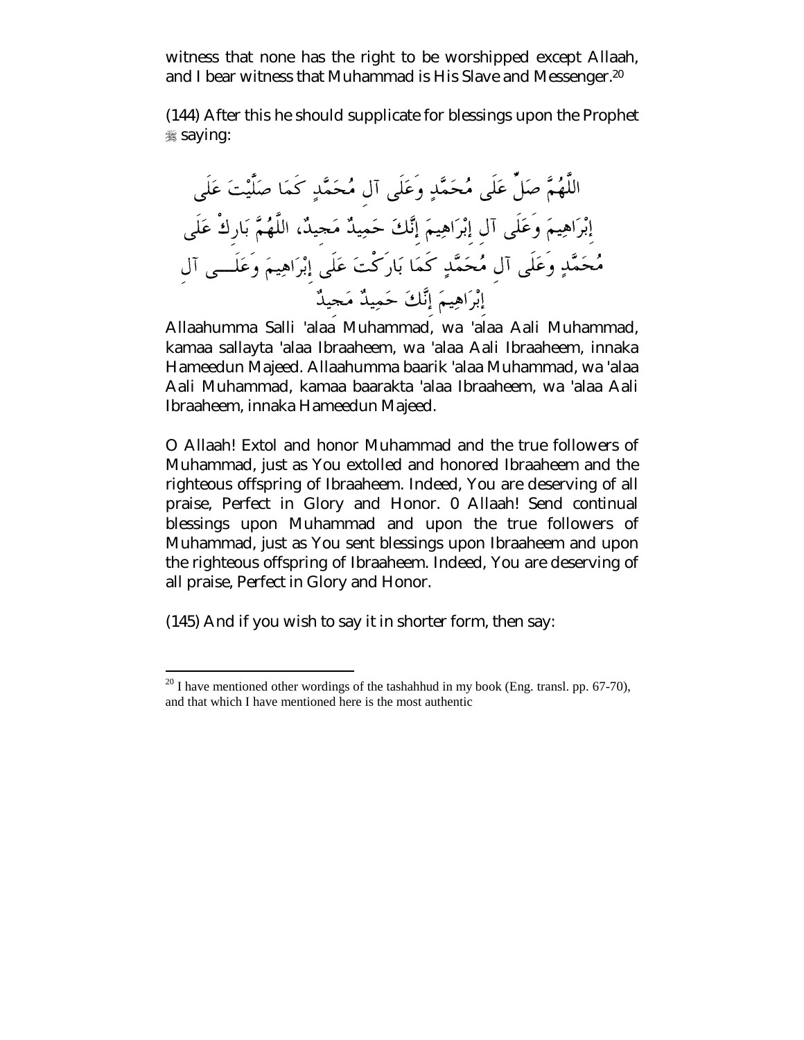witness that none has the right to be worshipped except Allaah, and I bear witness that Muhammad is His Slave and Messenger.[20]

(144) After this he should supplicate for blessings upon the Prophet ﷺ saying:

اللَّهُمَّ صَلِّ عَلَى مُحَمَّدٍ وَعَلَى آلِ مُحَمَّدٍ كَمَا صَلَّيْتَ عَلَى إِبْرَاهِيمَ وَعَلَى آلِ إِبْرَاهِيمَ إِنَّكَ حَمِيدٌ مَجِيدٌ، اللَّهُمَّ بَارِكْ عَلَى مُحَمَّدٍ وَعَلَى آلِ مُحَمَّدٍ كَمَا بَارَكْتَ عَلَى إِبْرَاهِيمَ وَعَلَى آلِ إِبْرَاهِيمَ إِنَّكَ حَمِيدٌ مَجِيدٌ

Allaahumma Salli 'alaa Muhammad, wa 'alaa Aali Muhammad, kamaa sallayta 'alaa Ibraaheem, wa 'alaa Aali Ibraaheem, innaka Hameedun Majeed. Allaahumma baarik 'alaa Muhammad, wa 'alaa Aali Muhammad, kamaa baarakta 'alaa Ibraaheem, wa 'alaa Aali Ibraaheem, innaka Hameedun Majeed.

O Allaah! Extol and honor Muhammad and the true followers of Muhammad, just as You extolled and honored Ibraaheem and the righteous offspring of Ibraaheem. Indeed, You are deserving of all praise, Perfect in Glory and Honor. 0 Allaah! Send continual blessings upon Muhammad and upon the true followers of Muhammad, just as You sent blessings upon Ibraaheem and upon the righteous offspring of Ibraaheem. Indeed, You are deserving of all praise, Perfect in Glory and Honor.

(145) And if you wish to say it in shorter form, then say:

---

[20] I have mentioned other wordings of the tashahhud in my book (Eng. transl. pp. 67-70), and that which I have mentioned here is the most authentic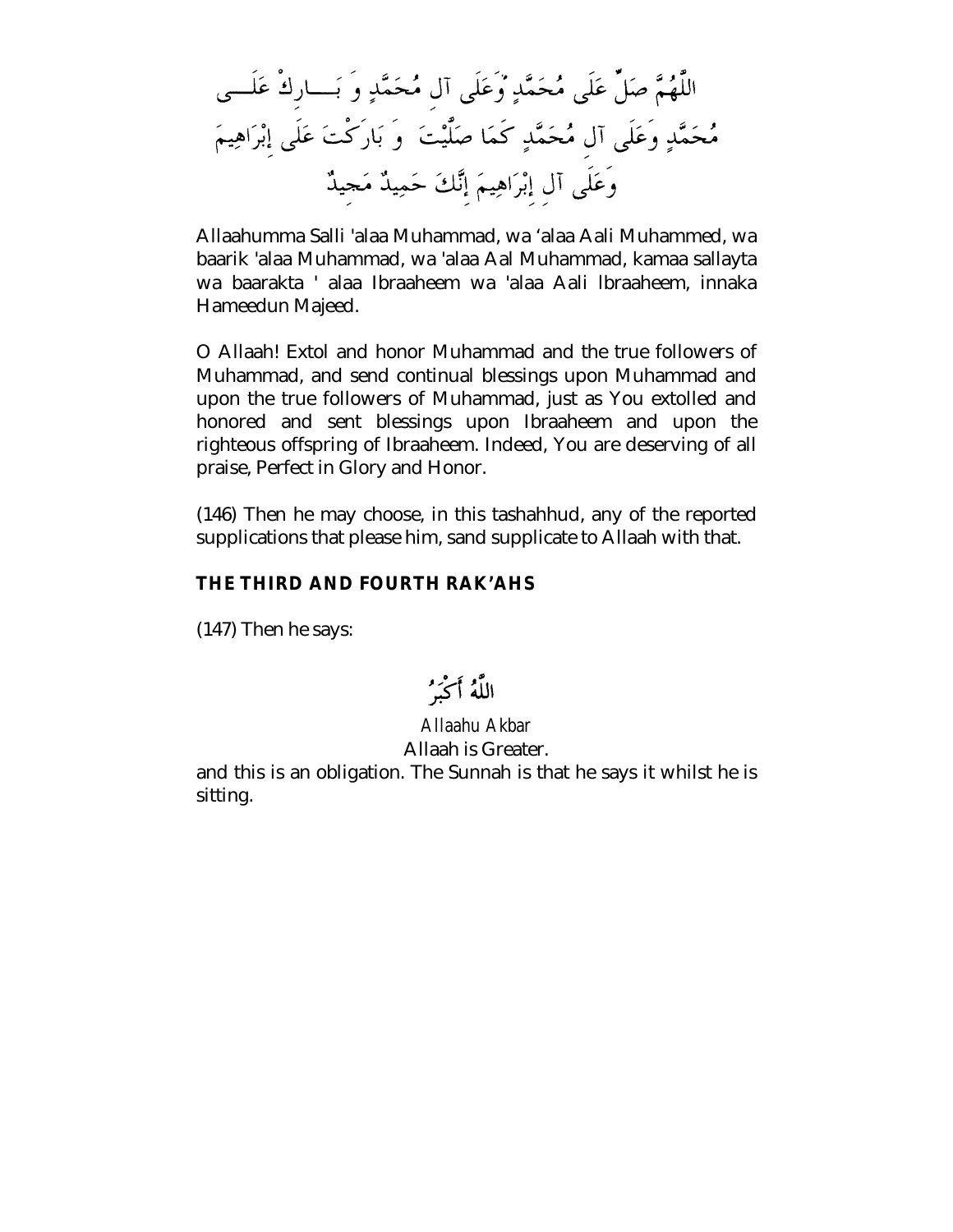اللَّهُمَّ صَلِّ عَلَى مُحَمَّدٍ وَعَلَى آلِ مُحَمَّدٍ وَ بَارِكْ عَلَى مُحَمَّدٍ وَعَلَى آلِ مُحَمَّدٍ كَمَا صَلَّيْتَ وَ بَارَكْتَ عَلَى إِبْرَاهِيمَ وَعَلَى آلِ إِبْرَاهِيمَ إِنَّكَ حَمِيدٌ مَجِيدٌ

Allaahumma Salli 'alaa Muhammad, wa 'alaa Aali Muhammed, wa baarik 'alaa Muhammad, wa 'alaa Aal Muhammad, kamaa sallayta wa baarakta ' alaa Ibraaheem wa 'alaa Aali Ibraaheem, innaka Hameedun Majeed.

O Allaah! Extol and honor Muhammad and the true followers of Muhammad, and send continual blessings upon Muhammad and upon the true followers of Muhammad, just as You extolled and honored and sent blessings upon Ibraaheem and upon the righteous offspring of Ibraaheem. Indeed, You are deserving of all praise, Perfect in Glory and Honor.

(146) Then he may choose, in this tashahhud, any of the reported supplications that please him, sand supplicate to Allaah with that.

### THE THIRD AND FOURTH RAK'AHS

(147) Then he says:

اللَّهُ أَكْبَرُ

*Allaahu Akbar*

Allaah is Greater.

and this is an obligation. The Sunnah is that he says it whilst he is sitting.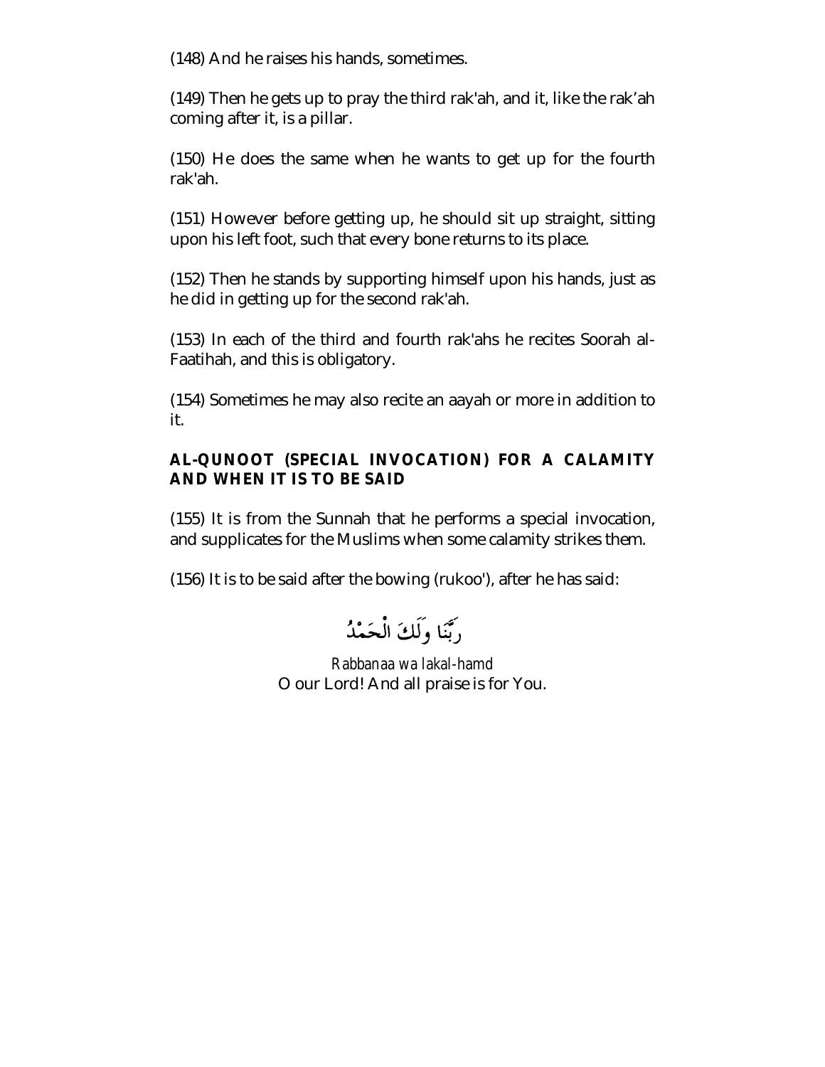(148) And he raises his hands, sometimes.

(149) Then he gets up to pray the third rak'ah, and it, like the rak'ah coming after it, is a pillar.

(150) He does the same when he wants to get up for the fourth rak'ah.

(151) However before getting up, he should sit up straight, sitting upon his left foot, such that every bone returns to its place.

(152) Then he stands by supporting himself upon his hands, just as he did in getting up for the second rak'ah.

(153) In each of the third and fourth rak'ahs he recites Soorah al-Faatihah, and this is obligatory.

(154) Sometimes he may also recite an aayah or more in addition to it.

### AL-QUNOOT (SPECIAL INVOCATION) FOR A CALAMITY AND WHEN IT IS TO BE SAID

(155) It is from the Sunnah that he performs a special invocation, and supplicates for the Muslims when some calamity strikes them.

(156) It is to be said after the bowing (rukoo'), after he has said:

رَبَّنَا وَلَكَ الْحَمْدُ

*Rabbanaa wa lakal-hamd*
O our Lord! And all praise is for You.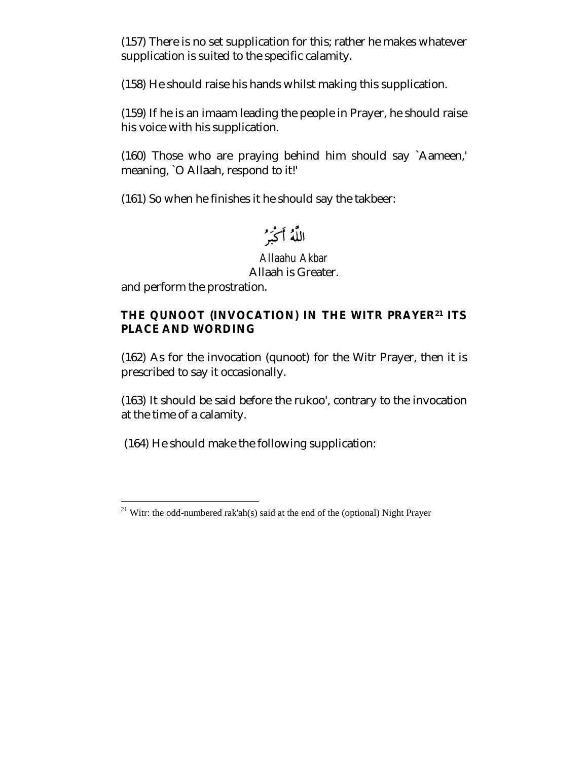(157) There is no set supplication for this; rather he makes whatever supplication is suited to the specific calamity.

(158) He should raise his hands whilst making this supplication.

(159) If he is an imaam leading the people in Prayer, he should raise his voice with his supplication.

(160) Those who are praying behind him should say `Aameen,' meaning, `O Allaah, respond to it!'

(161) So when he finishes it he should say the takbeer:

اللّٰهُ أَكْبَرُ

*Allaahu Akbar*
Allaah is Greater.

and perform the prostration.

### THE QUNOOT (INVOCATION) IN THE WITR PRAYER[21] ITS PLACE AND WORDING

(162) As for the invocation (qunoot) for the Witr Prayer, then it is prescribed to say it occasionally.

(163) It should be said before the rukoo', contrary to the invocation at the time of a calamity.

(164) He should make the following supplication:

---

[21] Witr: the odd-numbered rak'ah(s) said at the end of the (optional) Night Prayer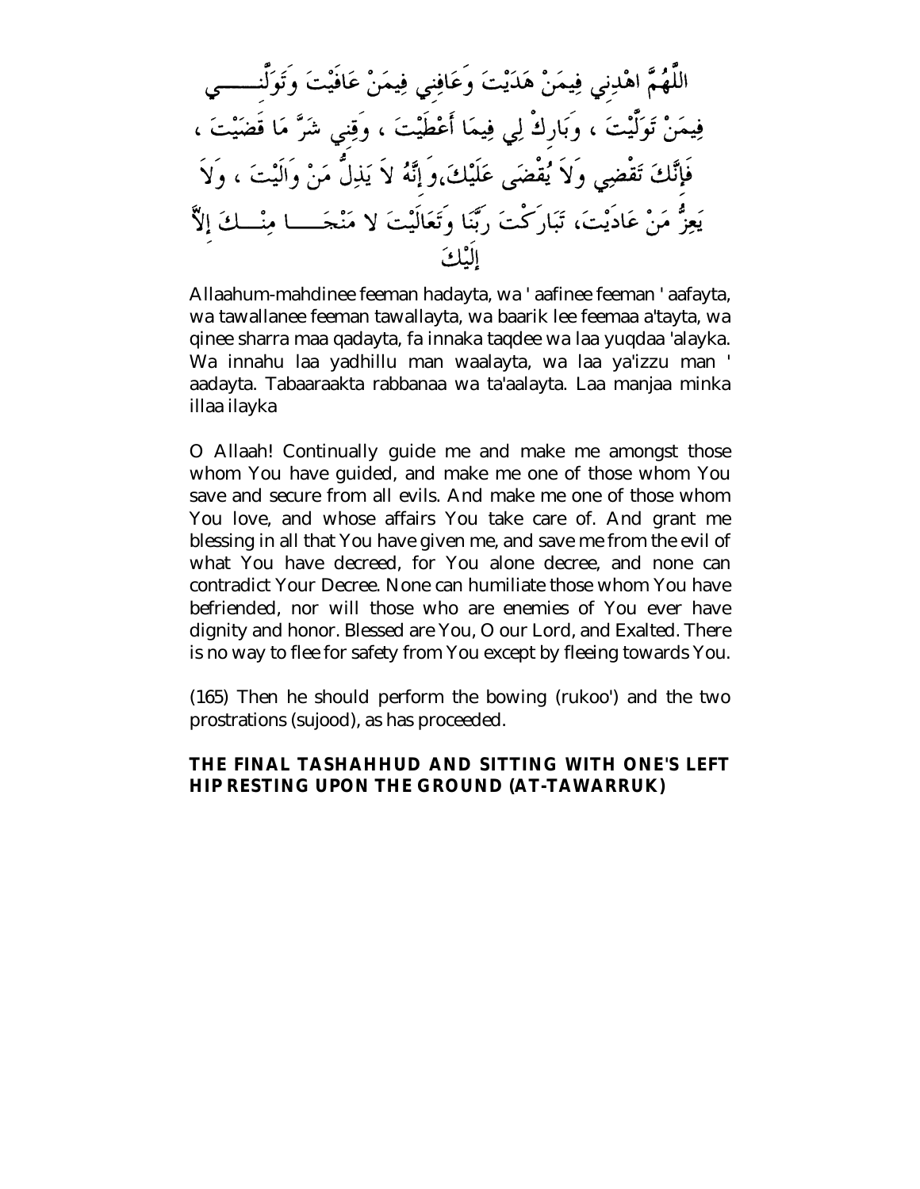اللَّهُمَّ اهْدِنِي فِيمَنْ هَدَيْتَ وَعَافِنِي فِيمَنْ عَافَيْتَ وَتَوَلَّنِي فِيمَنْ تَوَلَّيْتَ ، وَبَارِكْ لِي فِيمَا أَعْطَيْتَ ، وَقِنِي شَرَّ مَا قَضَيْتَ ، فَإِنَّكَ تَقْضِي وَلاَ يُقْضَى عَلَيْكَ،وَ إِنَّهُ لاَ يَذِلُّ مَنْ وَالَيْتَ ، وَلاَ يَعِزُّ مَنْ عَادَيْتَ، تَبَارَكْتَ رَبَّنَا وَتَعَالَيْتَ لا مَنْجَا مِنْكَ إِلاَّ إِلَيْكَ

Allaahum-mahdinee feeman hadayta, wa ' aafinee feeman ' aafayta, wa tawallanee feeman tawallayta, wa baarik lee feemaa a'tayta, wa qinee sharra maa qadayta, fa innaka taqdee wa laa yuqdaa 'alayka. Wa innahu laa yadhillu man waalayta, wa laa ya'izzu man ' aadayta. Tabaaraakta rabbanaa wa ta'aalayta. Laa manjaa minka illaa ilayka

O Allaah! Continually guide me and make me amongst those whom You have guided, and make me one of those whom You save and secure from all evils. And make me one of those whom You love, and whose affairs You take care of. And grant me blessing in all that You have given me, and save me from the evil of what You have decreed, for You alone decree, and none can contradict Your Decree. None can humiliate those whom You have befriended, nor will those who are enemies of You ever have dignity and honor. Blessed are You, O our Lord, and Exalted. There is no way to flee for safety from You except by fleeing towards You.

(165) Then he should perform the bowing (rukoo') and the two prostrations (sujood), as has proceeded.

## THE FINAL TASHAHHUD AND SITTING WITH ONE'S LEFT HIP RESTING UPON THE GROUND (AT-TAWARRUK)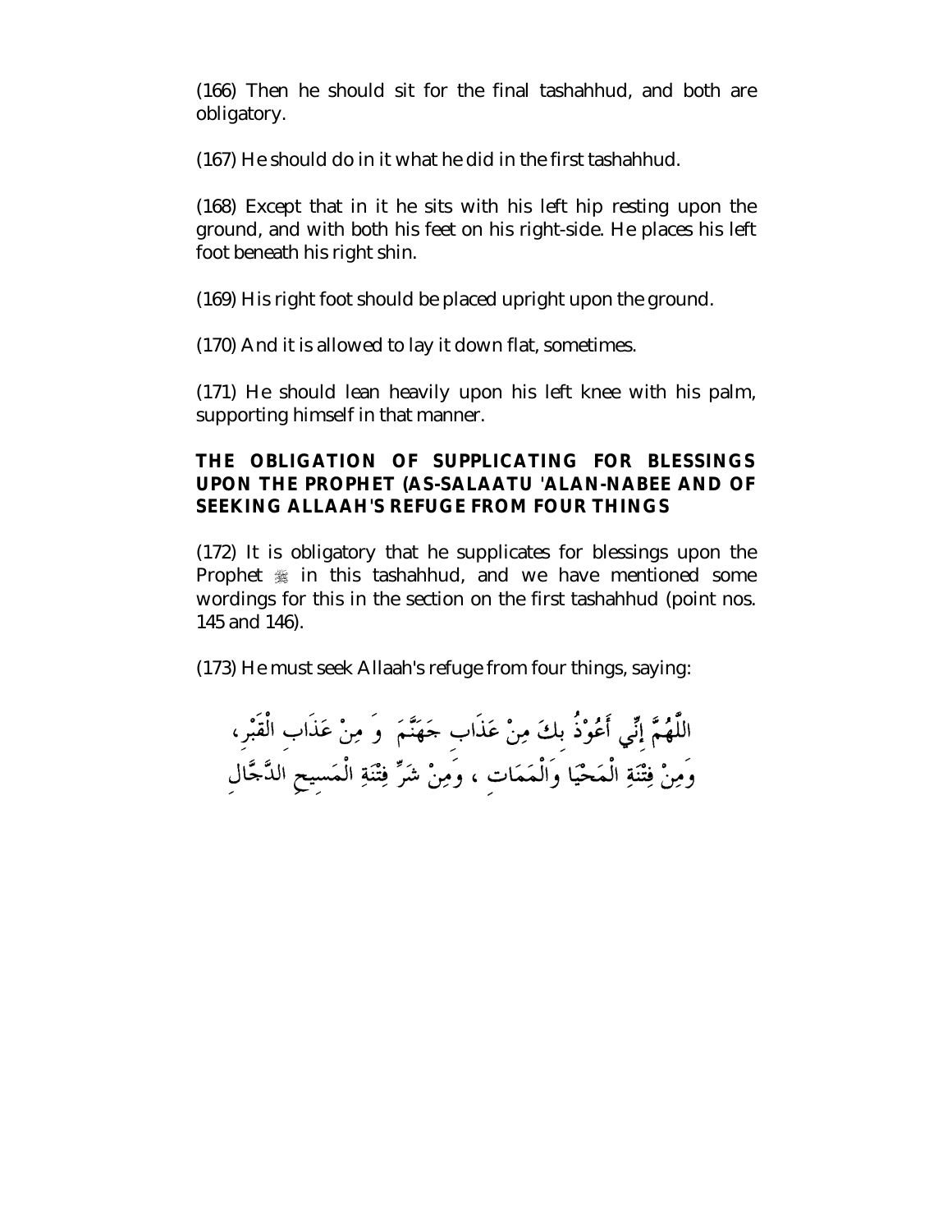(166) Then he should sit for the final tashahhud, and both are obligatory.

(167) He should do in it what he did in the first tashahhud.

(168) Except that in it he sits with his left hip resting upon the ground, and with both his feet on his right-side. He places his left foot beneath his right shin.

(169) His right foot should be placed upright upon the ground.

(170) And it is allowed to lay it down flat, sometimes.

(171) He should lean heavily upon his left knee with his palm, supporting himself in that manner.

**THE OBLIGATION OF SUPPLICATING FOR BLESSINGS UPON THE PROPHET (AS-SALAATU 'ALAN-NABEE AND OF SEEKING ALLAAH'S REFUGE FROM FOUR THINGS**

(172) It is obligatory that he supplicates for blessings upon the Prophet ﷺ in this tashahhud, and we have mentioned some wordings for this in the section on the first tashahhud (point nos. 145 and 146).

(173) He must seek Allaah's refuge from four things, saying:

اللَّهُمَّ إِنِّي أَعُوْذُ بِكَ مِنْ عَذَابِ جَهَنَّمَ وَ مِنْ عَذَابِ الْقَبْرِ، وَمِنْ فِتْنَةِ الْمَحْيَا وَالْمَمَاتِ ، وَمِنْ شَرِّ فِتْنَةِ الْمَسِيحِ الدَّجَّالِ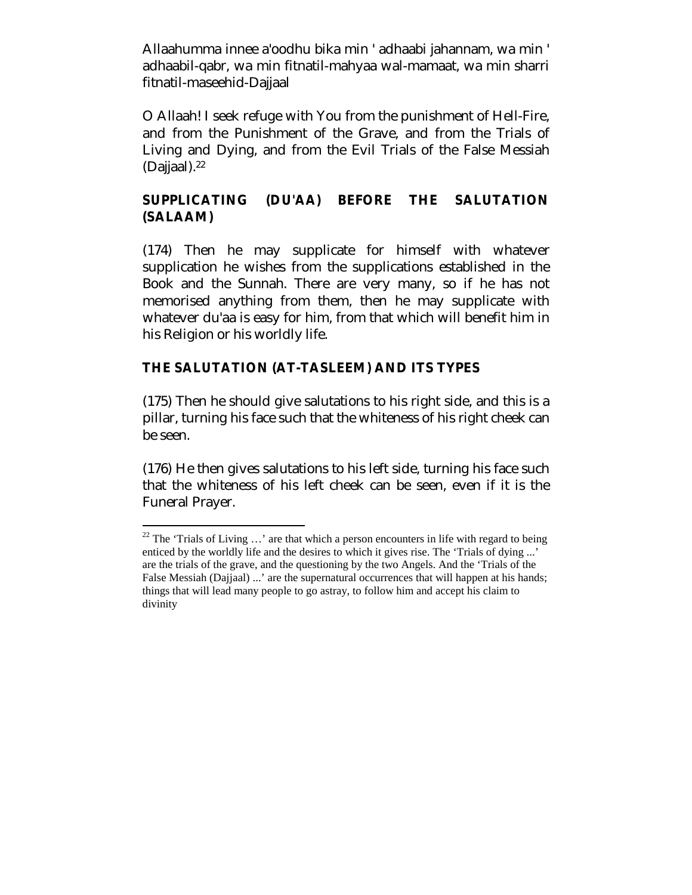Allaahumma innee a'oodhu bika min ' adhaabi jahannam, wa min ' adhaabil-qabr, wa min fitnatil-mahyaa wal-mamaat, wa min sharri fitnatil-maseehid-Dajjaal

O Allaah! I seek refuge with You from the punishment of Hell-Fire, and from the Punishment of the Grave, and from the Trials of Living and Dying, and from the Evil Trials of the False Messiah (Dajjaal).[22]

## SUPPLICATING (DU'AA) BEFORE THE SALUTATION (SALAAM)

(174) Then he may supplicate for himself with whatever supplication he wishes from the supplications established in the Book and the Sunnah. There are very many, so if he has not memorised anything from them, then he may supplicate with whatever du'aa is easy for him, from that which will benefit him in his Religion or his worldly life.

## THE SALUTATION (AT-TASLEEM) AND ITS TYPES

(175) Then he should give salutations to his right side, and this is a pillar, turning his face such that the whiteness of his right cheek can be seen.

(176) He then gives salutations to his left side, turning his face such that the whiteness of his left cheek can be seen, even if it is the Funeral Prayer.

---

[22] The 'Trials of Living …' are that which a person encounters in life with regard to being enticed by the worldly life and the desires to which it gives rise. The 'Trials of dying ...' are the trials of the grave, and the questioning by the two Angels. And the 'Trials of the False Messiah (Dajjaal) ...' are the supernatural occurrences that will happen at his hands; things that will lead many people to go astray, to follow him and accept his claim to divinity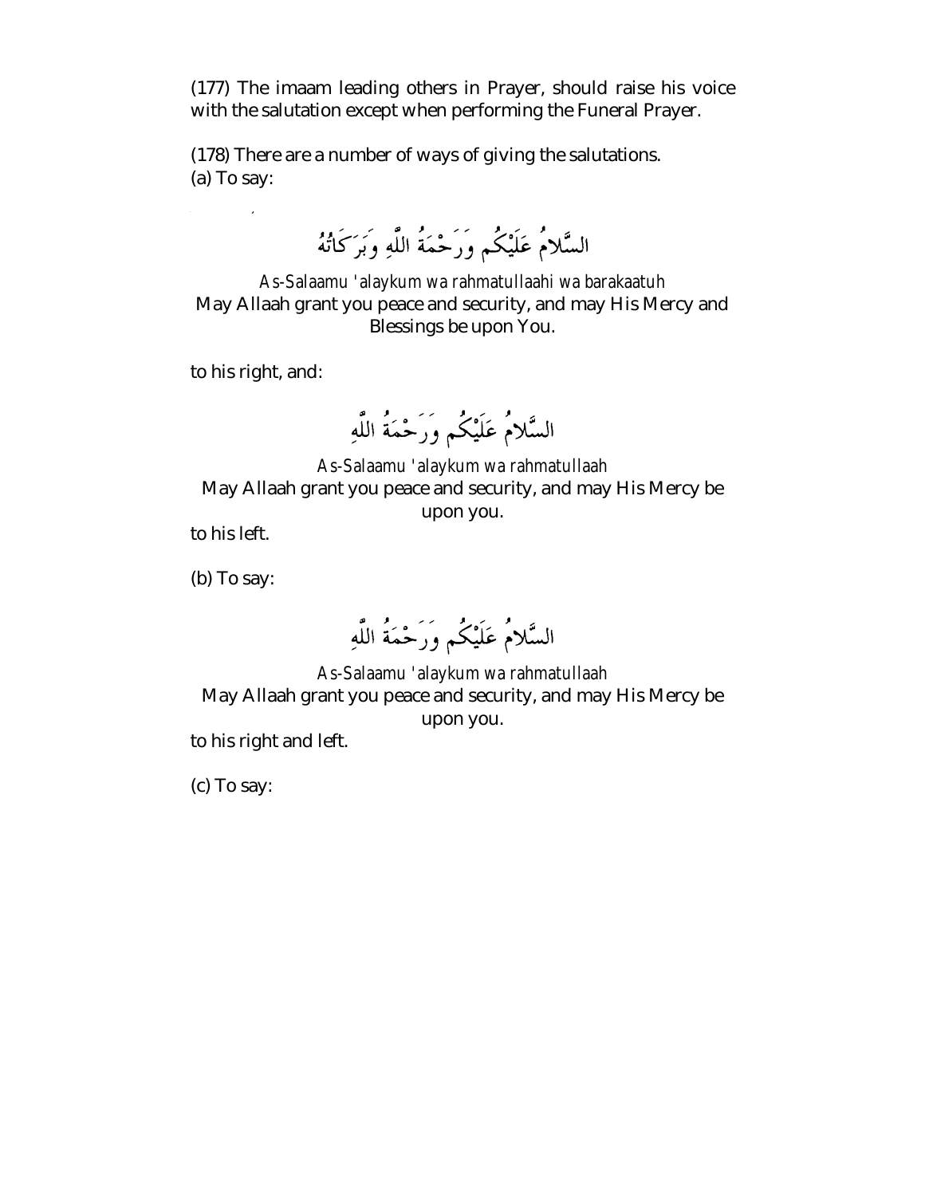(177) The imaam leading others in Prayer, should raise his voice with the salutation except when performing the Funeral Prayer.

(178) There are a number of ways of giving the salutations.
(a) To say:

السَّلامُ عَلَيْكُم وَرَحْمَةُ اللَّهِ وَبَرَكَاتُهُ

*As-Salaamu 'alaykum wa rahmatullaahi wa barakaatuh*
May Allaah grant you peace and security, and may His Mercy and Blessings be upon You.

to his right, and:

السَّلامُ عَلَيْكُم وَرَحْمَةُ اللَّهِ

*As-Salaamu 'alaykum wa rahmatullaah*
May Allaah grant you peace and security, and may His Mercy be upon you.

to his left.

(b) To say:

السَّلامُ عَلَيْكُم وَرَحْمَةُ اللَّهِ

*As-Salaamu 'alaykum wa rahmatullaah*
May Allaah grant you peace and security, and may His Mercy be upon you.

to his right and left.

(c) To say: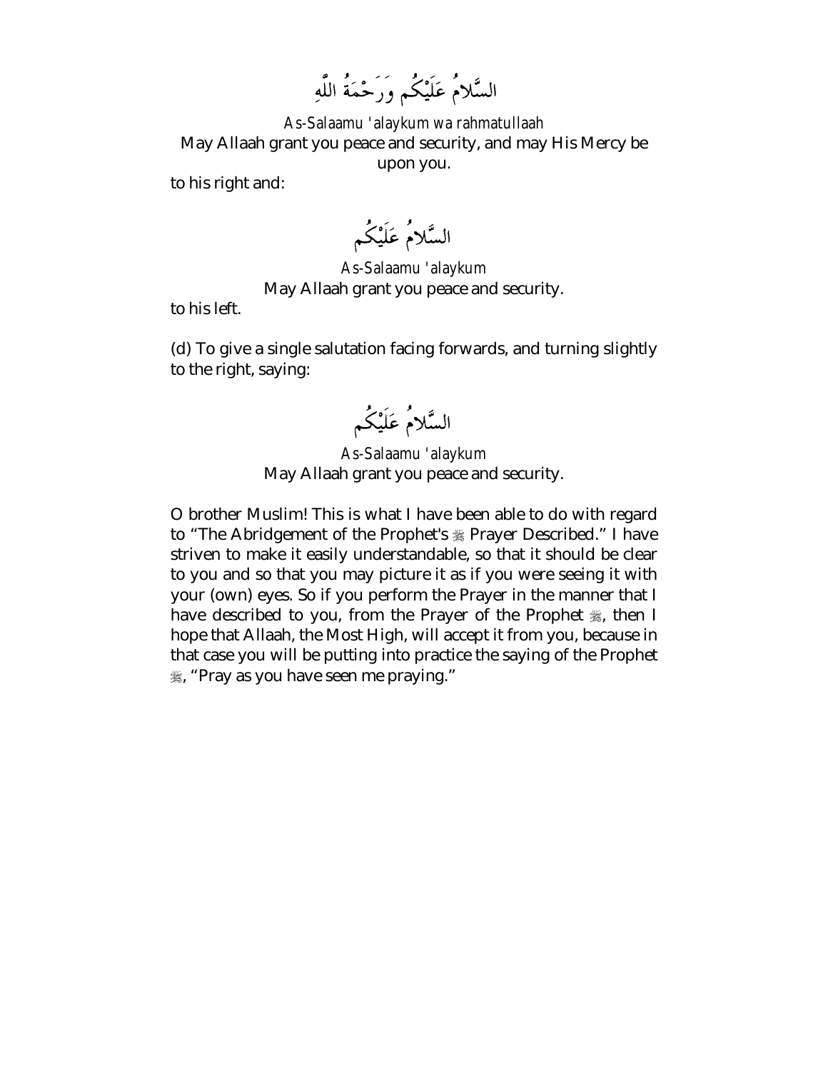السَّلامُ عَلَيْكُم وَرَحْمَةُ اللَّهِ

*As-Salaamu 'alaykum wa rahmatullaah*

May Allaah grant you peace and security, and may His Mercy be upon you.

to his right and:

السَّلامُ عَلَيْكُم

*As-Salaamu 'alaykum*

May Allaah grant you peace and security.

to his left.

(d) To give a single salutation facing forwards, and turning slightly to the right, saying:

السَّلامُ عَلَيْكُم

*As-Salaamu 'alaykum*

May Allaah grant you peace and security.

O brother Muslim! This is what I have been able to do with regard to "The Abridgement of the Prophet's ﷺ Prayer Described." I have striven to make it easily understandable, so that it should be clear to you and so that you may picture it as if you were seeing it with your (own) eyes. So if you perform the Prayer in the manner that I have described to you, from the Prayer of the Prophet ﷺ, then I hope that Allaah, the Most High, will accept it from you, because in that case you will be putting into practice the saying of the Prophet ﷺ, "Pray as you have seen me praying."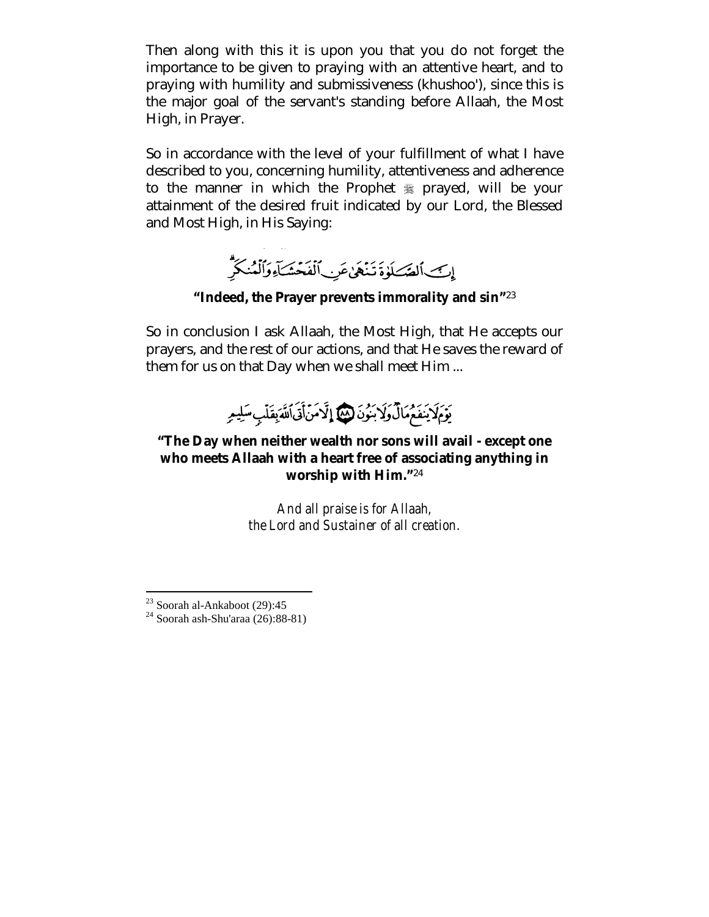Then along with this it is upon you that you do not forget the importance to be given to praying with an attentive heart, and to praying with humility and submissiveness (khushoo'), since this is the major goal of the servant's standing before Allaah, the Most High, in Prayer.

So in accordance with the level of your fulfillment of what I have described to you, concerning humility, attentiveness and adherence to the manner in which the Prophet ﷺ prayed, will be your attainment of the desired fruit indicated by our Lord, the Blessed and Most High, in His Saying:

إِنَّ ٱلصَّلَوٰةَ تَنْهَىٰ عَنِ ٱلْفَحْشَآءِ وَٱلْمُنكَرِ

**"Indeed, the Prayer prevents immorality and sin"**[23]

So in conclusion I ask Allaah, the Most High, that He accepts our prayers, and the rest of our actions, and that He saves the reward of them for us on that Day when we shall meet Him ...

يَوْمَ لَا يَنفَعُ مَالٌ وَلَا بَنُونَ ۝٨٨ إِلَّا مَنْ أَتَى ٱللَّهَ بِقَلْبٍ سَلِيمٍ

**"The Day when neither wealth nor sons will avail - except one who meets Allaah with a heart free of associating anything in worship with Him."**[24]

*And all praise is for Allaah,*
*the Lord and Sustainer of all creation.*

---

[23] Soorah al-Ankaboot (29):45

[24] Soorah ash-Shu'araa (26):88-81)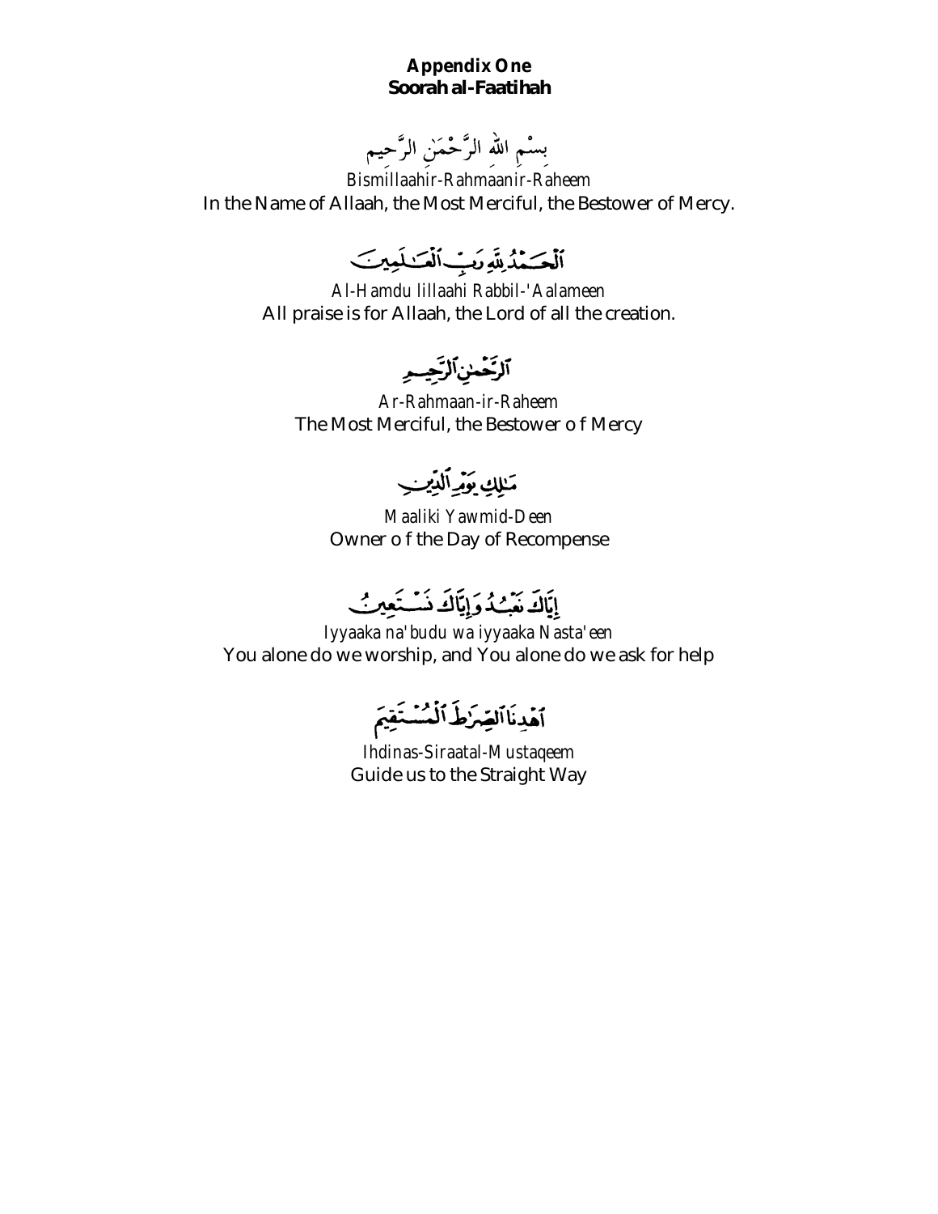# Appendix One
## Soorah al-Faatihah

بِسْمِ اللهِ الرَّحْمَنِ الرَّحِيمِ

*Bismillaahir-Rahmaanir-Raheem*

In the Name of Allaah, the Most Merciful, the Bestower of Mercy.

ٱلْحَمْدُ لِلَّهِ رَبِّ ٱلْعَٰلَمِينَ

*Al-Hamdu lillaahi Rabbil-'Aalameen*

All praise is for Allaah, the Lord of all the creation.

ٱلرَّحْمَٰنِ ٱلرَّحِيمِ

*Ar-Rahmaan-ir-Raheem*

The Most Merciful, the Bestower o f Mercy

مَٰلِكِ يَوْمِ ٱلدِّينِ

*Maaliki Yawmid-Deen*

Owner o f the Day of Recompense

إِيَّاكَ نَعْبُدُ وَإِيَّاكَ نَسْتَعِينُ

*Iyyaaka na'budu wa iyyaaka Nasta'een*

You alone do we worship, and You alone do we ask for help

ٱهْدِنَا ٱلصِّرَٰطَ ٱلْمُسْتَقِيمَ

*Ihdinas-Siraatal-Mustaqeem*

Guide us to the Straight Way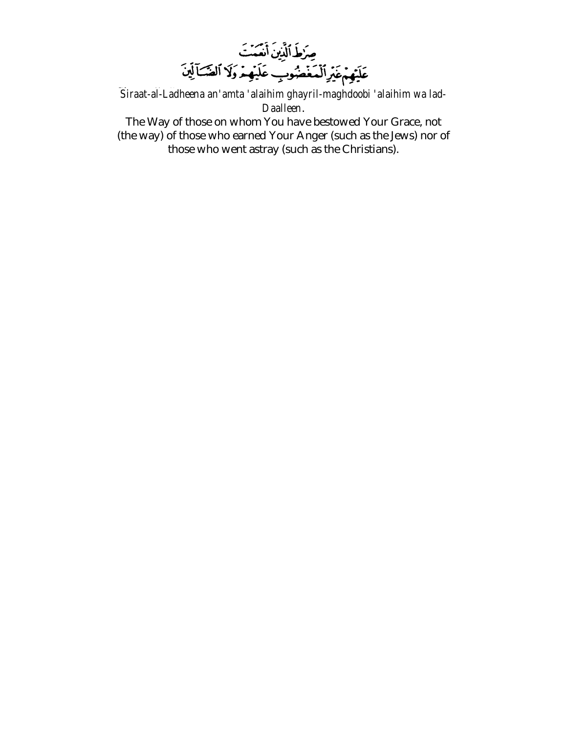صِرَٰطَ ٱلَّذِينَ أَنۡعَمۡتَ عَلَيۡهِمۡ غَيۡرِ ٱلۡمَغۡضُوبِ عَلَيۡهِمۡ وَلَا ٱلضَّآلِّينَ

*Siraat-al-Ladheena an'amta 'alaihim ghayril-maghdoobi 'alaihim wa lad-Daalleen.*

The Way of those on whom You have bestowed Your Grace, not (the way) of those who earned Your Anger (such as the Jews) nor of those who went astray (such as the Christians).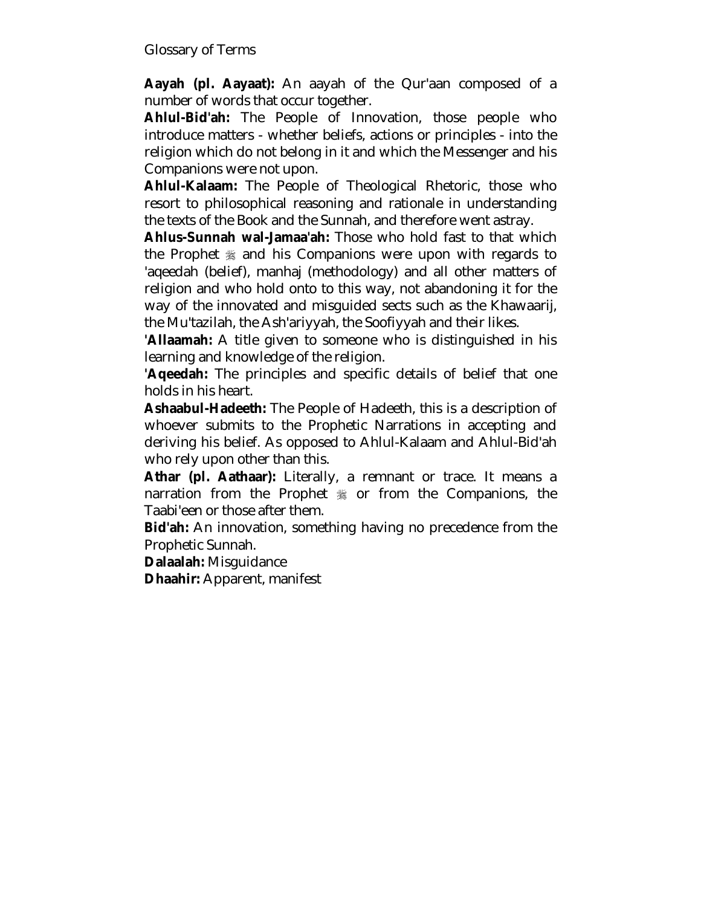Glossary of Terms

**Aayah (pl. Aayaat):** An aayah of the Qur'aan composed of a number of words that occur together.

**Ahlul-Bid'ah:** The People of Innovation, those people who introduce matters - whether beliefs, actions or principles - into the religion which do not belong in it and which the Messenger and his Companions were not upon.

**Ahlul-Kalaam:** The People of Theological Rhetoric, those who resort to philosophical reasoning and rationale in understanding the texts of the Book and the Sunnah, and therefore went astray.

**Ahlus-Sunnah wal-Jamaa'ah:** Those who hold fast to that which the Prophet ﷺ and his Companions were upon with regards to 'aqeedah (belief), manhaj (methodology) and all other matters of religion and who hold onto to this way, not abandoning it for the way of the innovated and misguided sects such as the Khawaarij, the Mu'tazilah, the Ash'ariyyah, the Soofiyyah and their likes.

**'Allaamah:** A title given to someone who is distinguished in his learning and knowledge of the religion.

**'Aqeedah:** The principles and specific details of belief that one holds in his heart.

**Ashaabul-Hadeeth:** The People of Hadeeth, this is a description of whoever submits to the Prophetic Narrations in accepting and deriving his belief. As opposed to Ahlul-Kalaam and Ahlul-Bid'ah who rely upon other than this.

**Athar (pl. Aathaar):** Literally, a remnant or trace. It means a narration from the Prophet ﷺ or from the Companions, the Taabi'een or those after them.

**Bid'ah:** An innovation, something having no precedence from the Prophetic Sunnah.

**Dalaalah:** Misguidance

**Dhaahir:** Apparent, manifest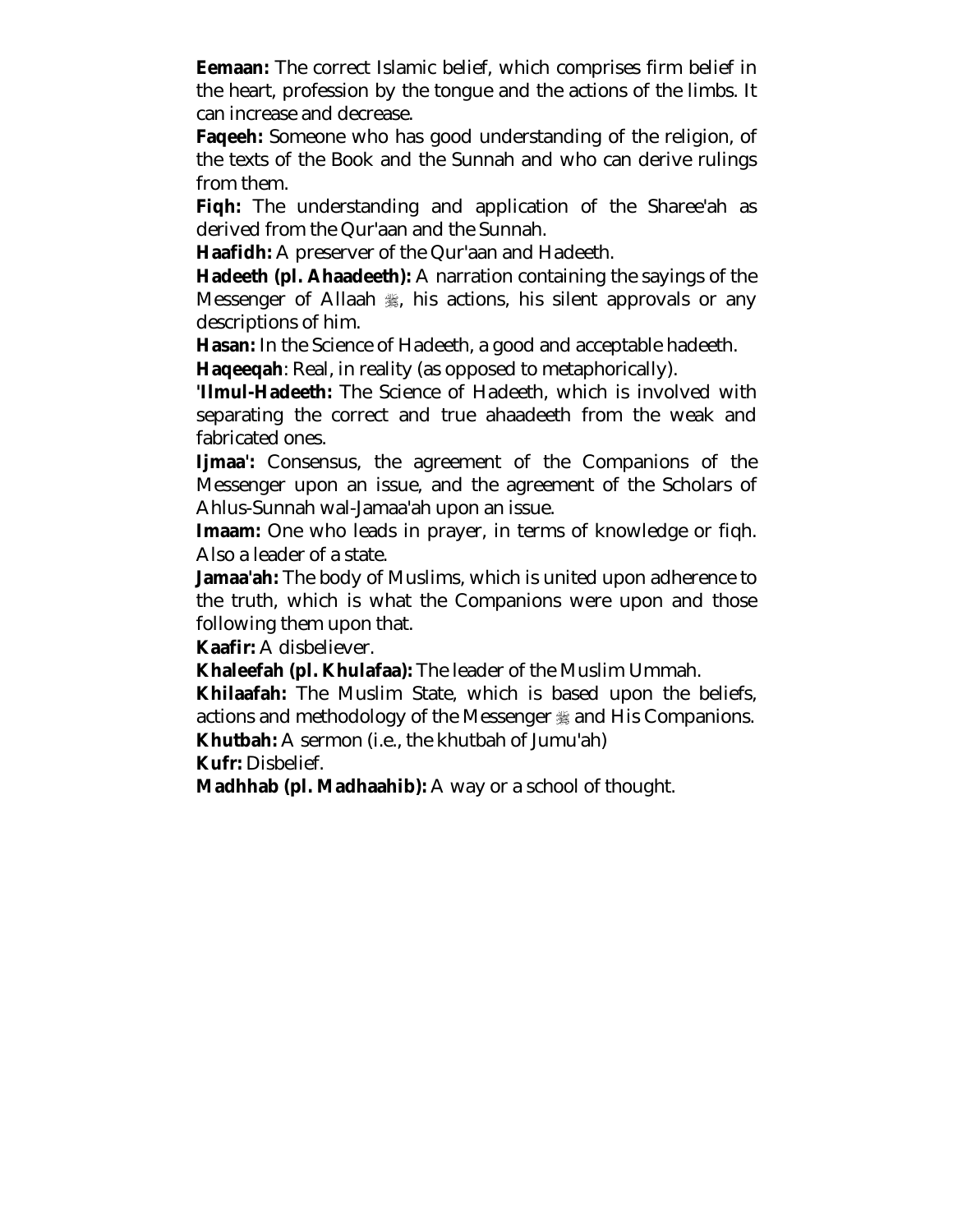**Eemaan:** The correct Islamic belief, which comprises firm belief in the heart, profession by the tongue and the actions of the limbs. It can increase and decrease.

**Faqeeh:** Someone who has good understanding of the religion, of the texts of the Book and the Sunnah and who can derive rulings from them.

**Fiqh:** The understanding and application of the Sharee'ah as derived from the Qur'aan and the Sunnah.

**Haafidh:** A preserver of the Qur'aan and Hadeeth.

**Hadeeth (pl. Ahaadeeth):** A narration containing the sayings of the Messenger of Allaah ﷺ, his actions, his silent approvals or any descriptions of him.

**Hasan:** In the Science of Hadeeth, a good and acceptable hadeeth.

**Haqeeqah**: Real, in reality (as opposed to metaphorically).

**'Ilmul-Hadeeth:** The Science of Hadeeth, which is involved with separating the correct and true ahaadeeth from the weak and fabricated ones.

**Ijmaa':** Consensus, the agreement of the Companions of the Messenger upon an issue, and the agreement of the Scholars of Ahlus-Sunnah wal-Jamaa'ah upon an issue.

**Imaam:** One who leads in prayer, in terms of knowledge or fiqh. Also a leader of a state.

**Jamaa'ah:** The body of Muslims, which is united upon adherence to the truth, which is what the Companions were upon and those following them upon that.

**Kaafir:** A disbeliever.

**Khaleefah (pl. Khulafaa):** The leader of the Muslim Ummah.

**Khilaafah:** The Muslim State, which is based upon the beliefs, actions and methodology of the Messenger ﷺ and His Companions.

**Khutbah:** A sermon (i.e., the khutbah of Jumu'ah)

**Kufr:** Disbelief.

**Madhhab (pl. Madhaahib):** A way or a school of thought.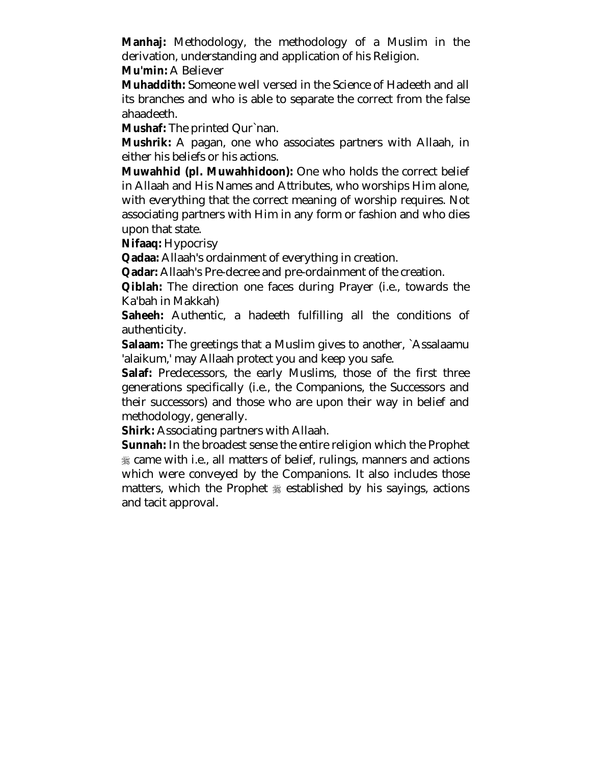**Manhaj:** Methodology, the methodology of a Muslim in the derivation, understanding and application of his Religion.

**Mu'min:** A Believer

**Muhaddith:** Someone well versed in the Science of Hadeeth and all its branches and who is able to separate the correct from the false ahaadeeth.

**Mushaf:** The printed Qur`nan.

**Mushrik:** A pagan, one who associates partners with Allaah, in either his beliefs or his actions.

**Muwahhid (pl. Muwahhidoon):** One who holds the correct belief in Allaah and His Names and Attributes, who worships Him alone, with everything that the correct meaning of worship requires. Not associating partners with Him in any form or fashion and who dies upon that state.

**Nifaaq:** Hypocrisy

**Qadaa:** Allaah's ordainment of everything in creation.

**Qadar:** Allaah's Pre-decree and pre-ordainment of the creation.

**Qiblah:** The direction one faces during Prayer (i.e., towards the Ka'bah in Makkah)

**Saheeh:** Authentic, a hadeeth fulfilling all the conditions of authenticity.

**Salaam:** The greetings that a Muslim gives to another, `Assalaamu 'alaikum,' may Allaah protect you and keep you safe.

**Salaf:** Predecessors, the early Muslims, those of the first three generations specifically (i.e., the Companions, the Successors and their successors) and those who are upon their way in belief and methodology, generally.

**Shirk:** Associating partners with Allaah.

**Sunnah:** In the broadest sense the entire religion which the Prophet ﷺ came with i.e., all matters of belief, rulings, manners and actions which were conveyed by the Companions. It also includes those matters, which the Prophet ﷺ established by his sayings, actions and tacit approval.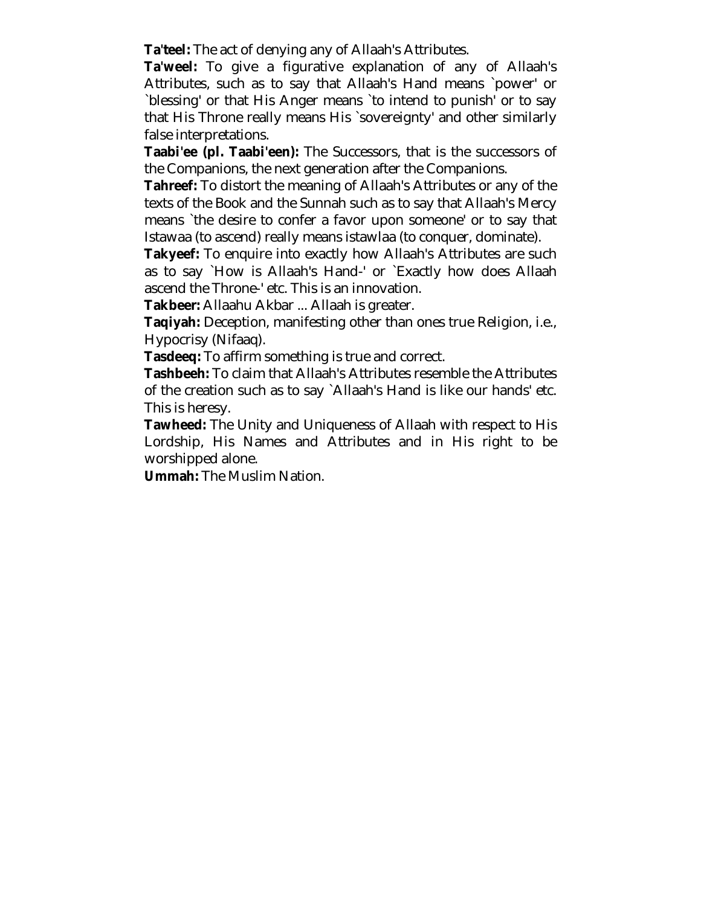**Ta'teel:** The act of denying any of Allaah's Attributes.

**Ta'weel:** To give a figurative explanation of any of Allaah's Attributes, such as to say that Allaah's Hand means `power' or `blessing' or that His Anger means `to intend to punish' or to say that His Throne really means His `sovereignty' and other similarly false interpretations.

**Taabi'ee (pl. Taabi'een):** The Successors, that is the successors of the Companions, the next generation after the Companions.

**Tahreef:** To distort the meaning of Allaah's Attributes or any of the texts of the Book and the Sunnah such as to say that Allaah's Mercy means `the desire to confer a favor upon someone' or to say that Istawaa (to ascend) really means istawlaa (to conquer, dominate).

**Takyeef:** To enquire into exactly how Allaah's Attributes are such as to say `How is Allaah's Hand-' or `Exactly how does Allaah ascend the Throne-' etc. This is an innovation.

**Takbeer:** Allaahu Akbar ... Allaah is greater.

**Taqiyah:** Deception, manifesting other than ones true Religion, i.e., Hypocrisy (Nifaaq).

**Tasdeeq:** To affirm something is true and correct.

**Tashbeeh:** To claim that Allaah's Attributes resemble the Attributes of the creation such as to say `Allaah's Hand is like our hands' etc. This is heresy.

**Tawheed:** The Unity and Uniqueness of Allaah with respect to His Lordship, His Names and Attributes and in His right to be worshipped alone.

**Ummah:** The Muslim Nation.